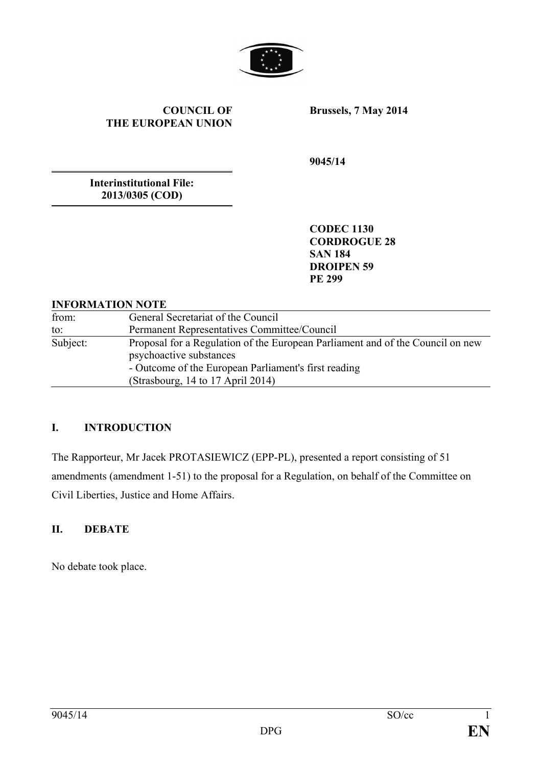**COUNCIL OF THE EUROPEAN UNION**

**Brussels, 7 May 2014**

**9045/14**

**Interinstitutional File: 2013/0305 (COD)**

**CODEC 1130**
**CORDROGUE 28**
**SAN 184**
**DROIPEN 59**
**PE 299**

**INFORMATION NOTE**

| | |
|---|---|
| from: | General Secretariat of the Council |
| to: | Permanent Representatives Committee/Council |
| Subject: | Proposal for a Regulation of the European Parliament and of the Council on new psychoactive substances<br>- Outcome of the European Parliament's first reading<br>(Strasbourg, 14 to 17 April 2014) |

## I. INTRODUCTION

The Rapporteur, Mr Jacek PROTASIEWICZ (EPP-PL), presented a report consisting of 51 amendments (amendment 1-51) to the proposal for a Regulation, on behalf of the Committee on Civil Liberties, Justice and Home Affairs.

## II. DEBATE

No debate took place.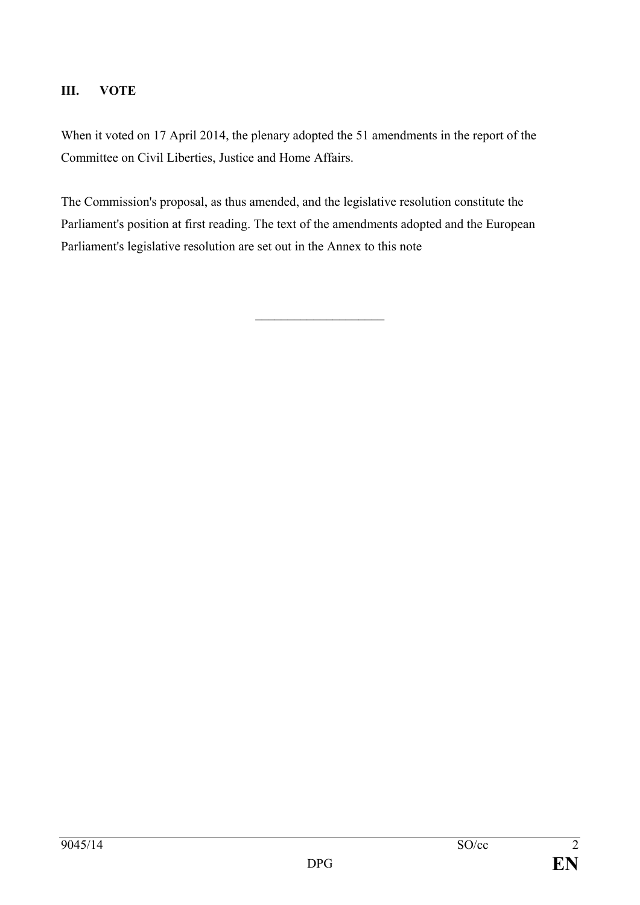## III. VOTE

When it voted on 17 April 2014, the plenary adopted the 51 amendments in the report of the Committee on Civil Liberties, Justice and Home Affairs.

The Commission's proposal, as thus amended, and the legislative resolution constitute the Parliament's position at first reading. The text of the amendments adopted and the European Parliament's legislative resolution are set out in the Annex to this note

---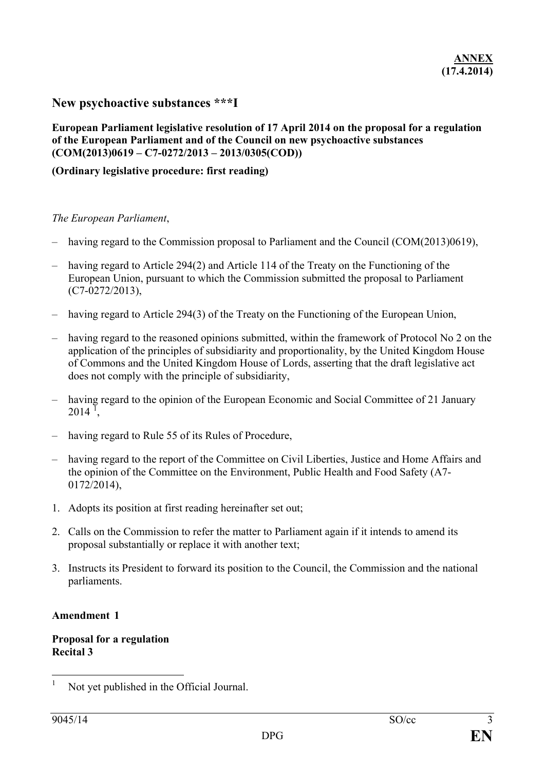**ANNEX**
**(17.4.2014)**

## New psychoactive substances ***I

**European Parliament legislative resolution of 17 April 2014 on the proposal for a regulation of the European Parliament and of the Council on new psychoactive substances (COM(2013)0619 – C7-0272/2013 – 2013/0305(COD))**

**(Ordinary legislative procedure: first reading)**

*The European Parliament*,

– having regard to the Commission proposal to Parliament and the Council (COM(2013)0619),

– having regard to Article 294(2) and Article 114 of the Treaty on the Functioning of the European Union, pursuant to which the Commission submitted the proposal to Parliament (C7-0272/2013),

– having regard to Article 294(3) of the Treaty on the Functioning of the European Union,

– having regard to the reasoned opinions submitted, within the framework of Protocol No 2 on the application of the principles of subsidiarity and proportionality, by the United Kingdom House of Commons and the United Kingdom House of Lords, asserting that the draft legislative act does not comply with the principle of subsidiarity,

– having regard to the opinion of the European Economic and Social Committee of 21 January 2014 [1],

– having regard to Rule 55 of its Rules of Procedure,

– having regard to the report of the Committee on Civil Liberties, Justice and Home Affairs and the opinion of the Committee on the Environment, Public Health and Food Safety (A7-0172/2014),

1. Adopts its position at first reading hereinafter set out;

2. Calls on the Commission to refer the matter to Parliament again if it intends to amend its proposal substantially or replace it with another text;

3. Instructs its President to forward its position to the Council, the Commission and the national parliaments.

**Amendment 1**

**Proposal for a regulation**
**Recital 3**

[1] Not yet published in the Official Journal.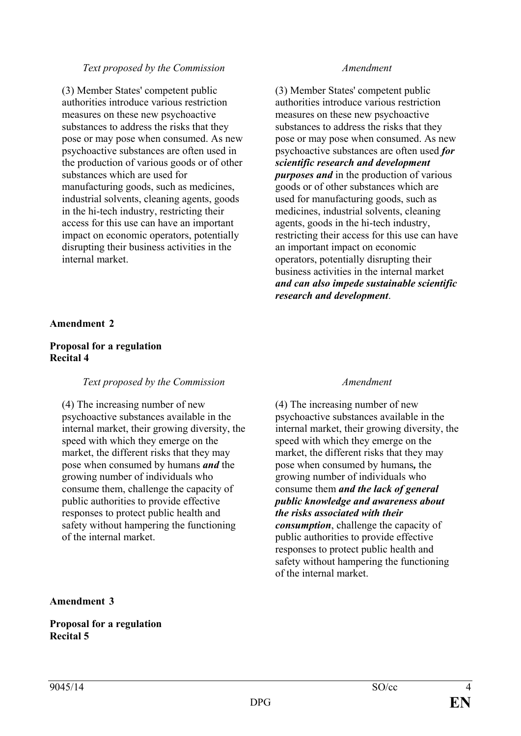| Text proposed by the Commission | Amendment |
|---|---|
| (3) Member States' competent public authorities introduce various restriction measures on these new psychoactive substances to address the risks that they pose or may pose when consumed. As new psychoactive substances are often used in the production of various goods or of other substances which are used for manufacturing goods, such as medicines, industrial solvents, cleaning agents, goods in the hi-tech industry, restricting their access for this use can have an important impact on economic operators, potentially disrupting their business activities in the internal market. | (3) Member States' competent public authorities introduce various restriction measures on these new psychoactive substances to address the risks that they pose or may pose when consumed. As new psychoactive substances are often used ***for scientific research and development purposes and*** in the production of various goods or of other substances which are used for manufacturing goods, such as medicines, industrial solvents, cleaning agents, goods in the hi-tech industry, restricting their access for this use can have an important impact on economic operators, potentially disrupting their business activities in the internal market ***and can also impede sustainable scientific research and development***. |

**Amendment 2**

**Proposal for a regulation**
**Recital 4**

| Text proposed by the Commission | Amendment |
|---|---|
| (4) The increasing number of new psychoactive substances available in the internal market, their growing diversity, the speed with which they emerge on the market, the different risks that they may pose when consumed by humans ***and*** the growing number of individuals who consume them, challenge the capacity of public authorities to provide effective responses to protect public health and safety without hampering the functioning of the internal market. | (4) The increasing number of new psychoactive substances available in the internal market, their growing diversity, the speed with which they emerge on the market, the different risks that they may pose when consumed by humans***,*** the growing number of individuals who consume them ***and the lack of general public knowledge and awareness about the risks associated with their consumption***, challenge the capacity of public authorities to provide effective responses to protect public health and safety without hampering the functioning of the internal market. |

**Amendment 3**

**Proposal for a regulation**
**Recital 5**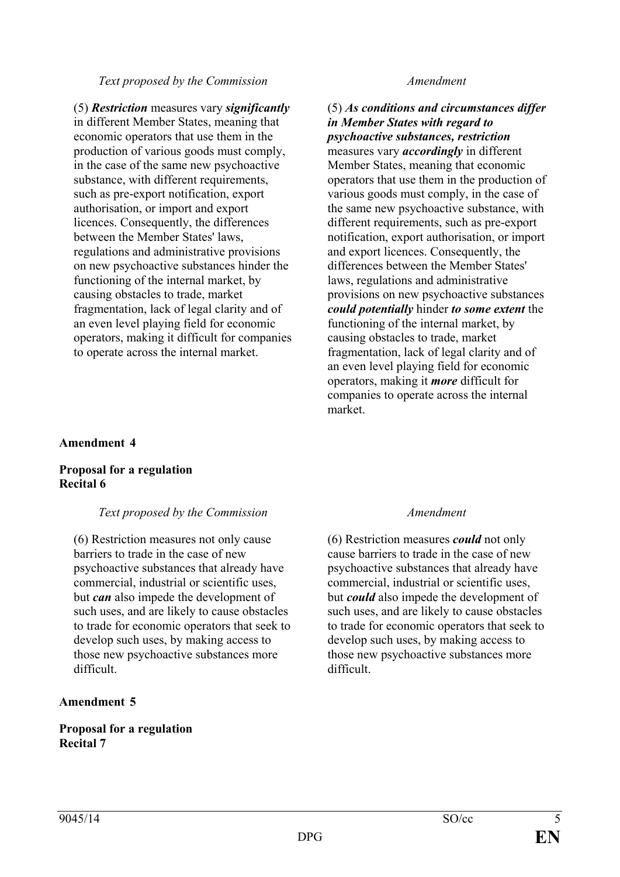| *Text proposed by the Commission* | *Amendment* |
|---|---|
| (5) ***Restriction*** measures vary ***significantly*** in different Member States, meaning that economic operators that use them in the production of various goods must comply, in the case of the same new psychoactive substance, with different requirements, such as pre-export notification, export authorisation, or import and export licences. Consequently, the differences between the Member States' laws, regulations and administrative provisions on new psychoactive substances hinder the functioning of the internal market, by causing obstacles to trade, market fragmentation, lack of legal clarity and of an even level playing field for economic operators, making it difficult for companies to operate across the internal market. | (5) ***As conditions and circumstances differ in Member States with regard to psychoactive substances, restriction*** measures vary ***accordingly*** in different Member States, meaning that economic operators that use them in the production of various goods must comply, in the case of the same new psychoactive substance, with different requirements, such as pre-export notification, export authorisation, or import and export licences. Consequently, the differences between the Member States' laws, regulations and administrative provisions on new psychoactive substances ***could potentially*** hinder ***to some extent*** the functioning of the internal market, by causing obstacles to trade, market fragmentation, lack of legal clarity and of an even level playing field for economic operators, making it ***more*** difficult for companies to operate across the internal market. |

**Amendment 4**

**Proposal for a regulation**
**Recital 6**

| *Text proposed by the Commission* | *Amendment* |
|---|---|
| (6) Restriction measures not only cause barriers to trade in the case of new psychoactive substances that already have commercial, industrial or scientific uses, but ***can*** also impede the development of such uses, and are likely to cause obstacles to trade for economic operators that seek to develop such uses, by making access to those new psychoactive substances more difficult. | (6) Restriction measures ***could*** not only cause barriers to trade in the case of new psychoactive substances that already have commercial, industrial or scientific uses, but ***could*** also impede the development of such uses, and are likely to cause obstacles to trade for economic operators that seek to develop such uses, by making access to those new psychoactive substances more difficult. |

**Amendment 5**

**Proposal for a regulation**
**Recital 7**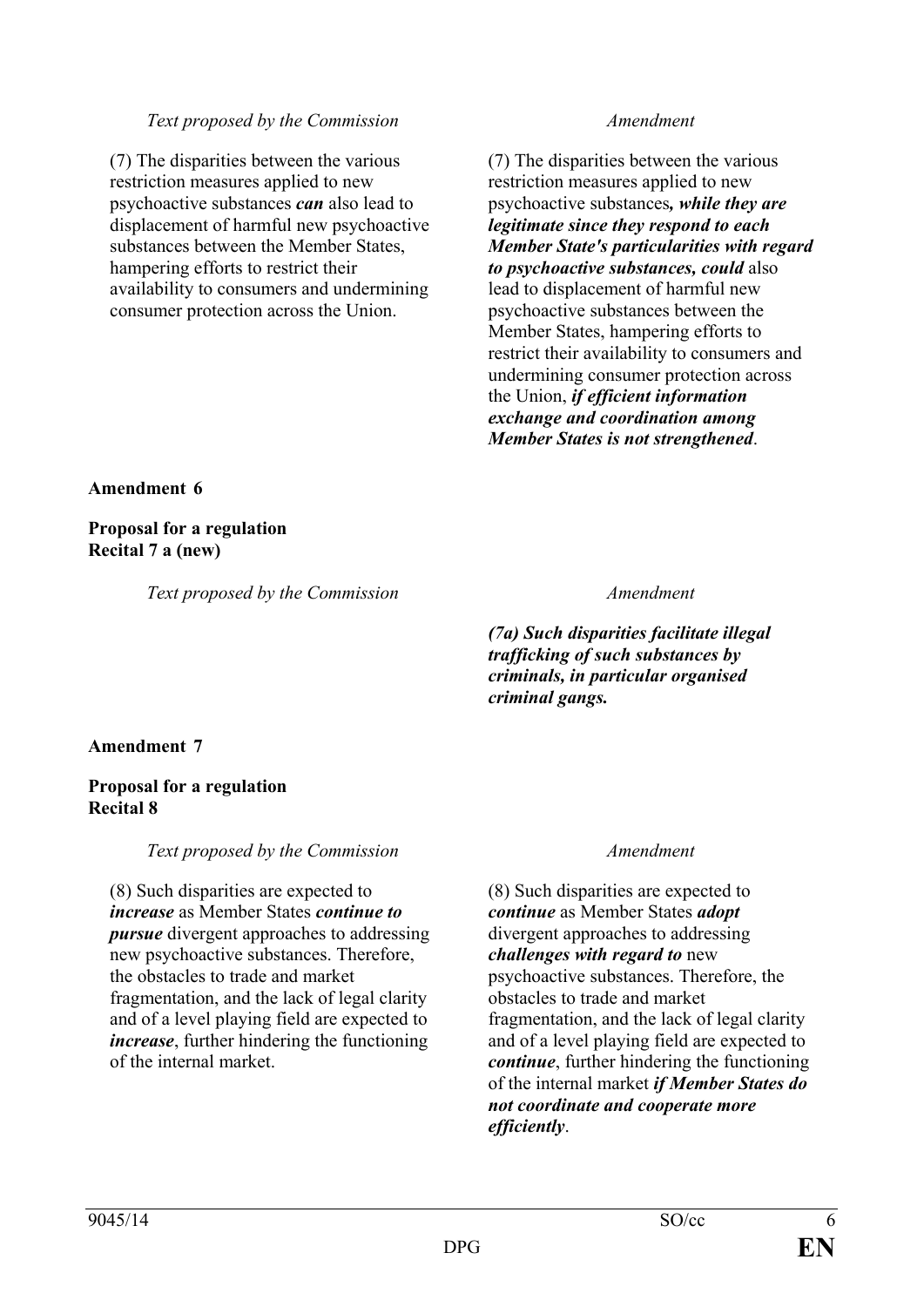| *Text proposed by the Commission* | *Amendment* |
|---|---|
| (7) The disparities between the various restriction measures applied to new psychoactive substances ***can*** also lead to displacement of harmful new psychoactive substances between the Member States, hampering efforts to restrict their availability to consumers and undermining consumer protection across the Union. | (7) The disparities between the various restriction measures applied to new psychoactive substances***, while they are legitimate since they respond to each Member State's particularities with regard to psychoactive substances, could*** also lead to displacement of harmful new psychoactive substances between the Member States, hampering efforts to restrict their availability to consumers and undermining consumer protection across the Union, ***if efficient information exchange and coordination among Member States is not strengthened***. |

**Amendment 6**

**Proposal for a regulation**
**Recital 7 a (new)**

| *Text proposed by the Commission* | *Amendment* |
|---|---|
| | ***(7a) Such disparities facilitate illegal trafficking of such substances by criminals, in particular organised criminal gangs.*** |

**Amendment 7**

**Proposal for a regulation**
**Recital 8**

| *Text proposed by the Commission* | *Amendment* |
|---|---|
| (8) Such disparities are expected to ***increase*** as Member States ***continue to pursue*** divergent approaches to addressing new psychoactive substances. Therefore, the obstacles to trade and market fragmentation, and the lack of legal clarity and of a level playing field are expected to ***increase***, further hindering the functioning of the internal market. | (8) Such disparities are expected to ***continue*** as Member States ***adopt*** divergent approaches to addressing ***challenges with regard to*** new psychoactive substances. Therefore, the obstacles to trade and market fragmentation, and the lack of legal clarity and of a level playing field are expected to ***continue***, further hindering the functioning of the internal market ***if Member States do not coordinate and cooperate more efficiently***. |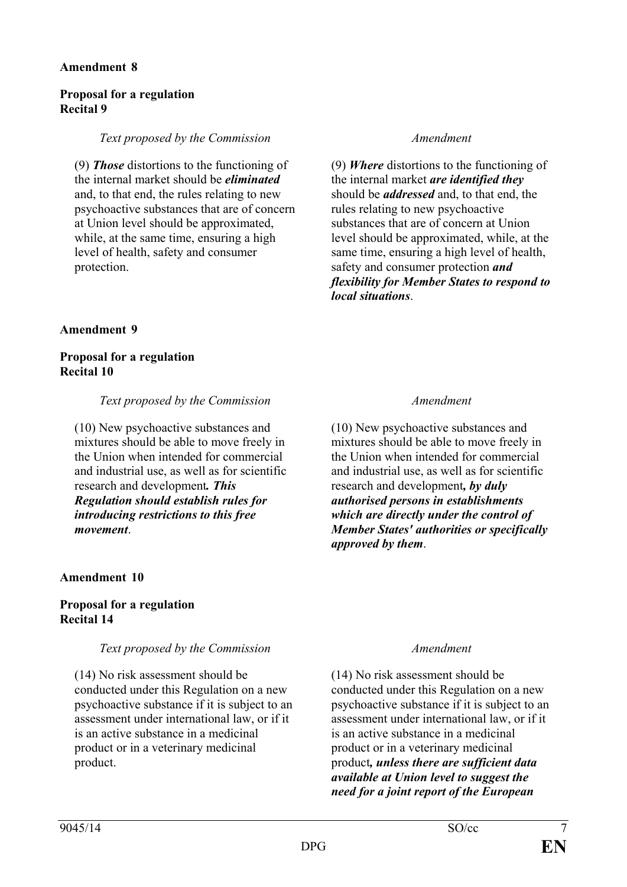**Amendment 8**

**Proposal for a regulation**
**Recital 9**

| *Text proposed by the Commission* | *Amendment* |
|---|---|
| (9) ***Those*** distortions to the functioning of the internal market should be ***eliminated*** and, to that end, the rules relating to new psychoactive substances that are of concern at Union level should be approximated, while, at the same time, ensuring a high level of health, safety and consumer protection. | (9) ***Where*** distortions to the functioning of the internal market ***are identified they*** should be ***addressed*** and, to that end, the rules relating to new psychoactive substances that are of concern at Union level should be approximated, while, at the same time, ensuring a high level of health, safety and consumer protection ***and flexibility for Member States to respond to local situations***. |

**Amendment 9**

**Proposal for a regulation**
**Recital 10**

| *Text proposed by the Commission* | *Amendment* |
|---|---|
| (10) New psychoactive substances and mixtures should be able to move freely in the Union when intended for commercial and industrial use, as well as for scientific research and development***. This Regulation should establish rules for introducing restrictions to this free movement***. | (10) New psychoactive substances and mixtures should be able to move freely in the Union when intended for commercial and industrial use, as well as for scientific research and development***, by duly authorised persons in establishments which are directly under the control of Member States' authorities or specifically approved by them***. |

**Amendment 10**

**Proposal for a regulation**
**Recital 14**

| *Text proposed by the Commission* | *Amendment* |
|---|---|
| (14) No risk assessment should be conducted under this Regulation on a new psychoactive substance if it is subject to an assessment under international law, or if it is an active substance in a medicinal product or in a veterinary medicinal product. | (14) No risk assessment should be conducted under this Regulation on a new psychoactive substance if it is subject to an assessment under international law, or if it is an active substance in a medicinal product or in a veterinary medicinal product***, unless there are sufficient data available at Union level to suggest the need for a joint report of the European*** |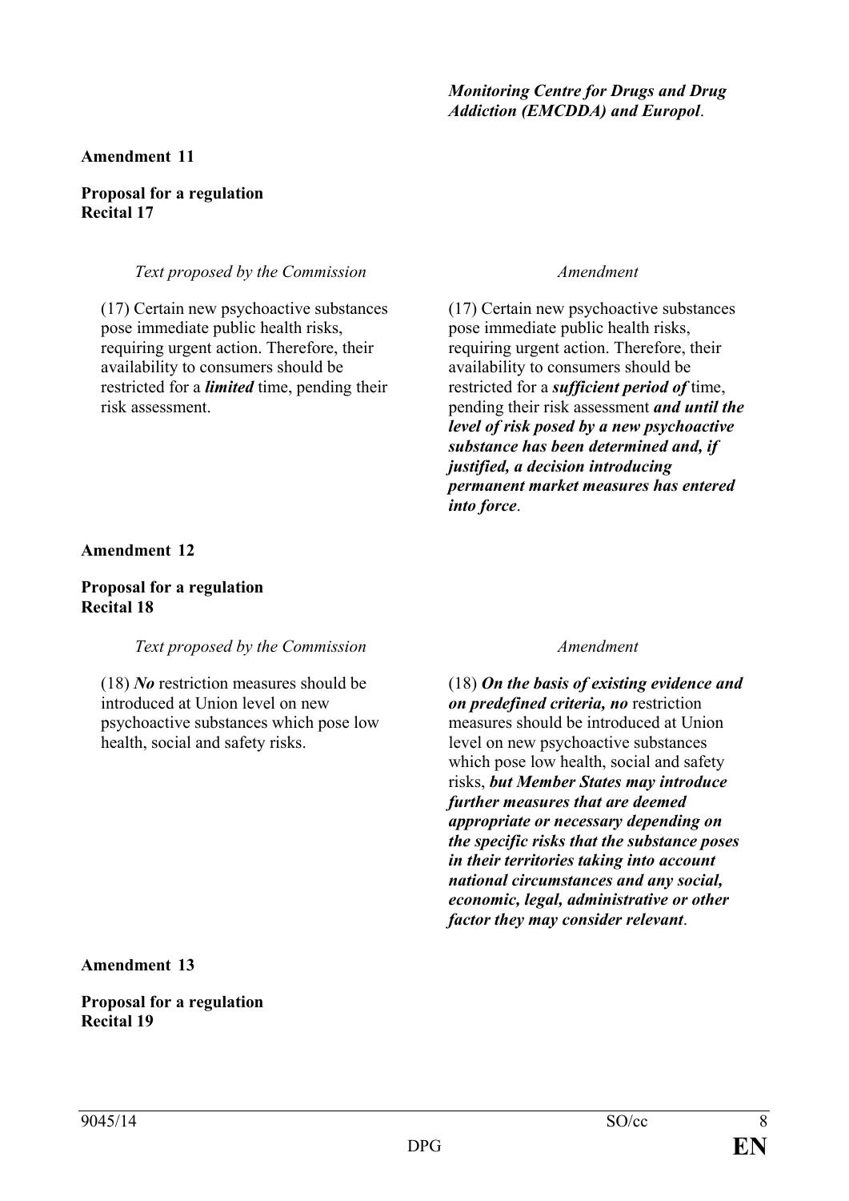***Monitoring Centre for Drugs and Drug Addiction (EMCDDA) and Europol***.

**Amendment 11**

**Proposal for a regulation**
**Recital 17**

| *Text proposed by the Commission* | *Amendment* |
|---|---|
| (17) Certain new psychoactive substances pose immediate public health risks, requiring urgent action. Therefore, their availability to consumers should be restricted for a ***limited*** time, pending their risk assessment. | (17) Certain new psychoactive substances pose immediate public health risks, requiring urgent action. Therefore, their availability to consumers should be restricted for a ***sufficient period of*** time, pending their risk assessment ***and until the level of risk posed by a new psychoactive substance has been determined and, if justified, a decision introducing permanent market measures has entered into force***. |

**Amendment 12**

**Proposal for a regulation**
**Recital 18**

| *Text proposed by the Commission* | *Amendment* |
|---|---|
| (18) ***No*** restriction measures should be introduced at Union level on new psychoactive substances which pose low health, social and safety risks. | (18) ***On the basis of existing evidence and on predefined criteria, no*** restriction measures should be introduced at Union level on new psychoactive substances which pose low health, social and safety risks, ***but Member States may introduce further measures that are deemed appropriate or necessary depending on the specific risks that the substance poses in their territories taking into account national circumstances and any social, economic, legal, administrative or other factor they may consider relevant***. |

**Amendment 13**

**Proposal for a regulation**
**Recital 19**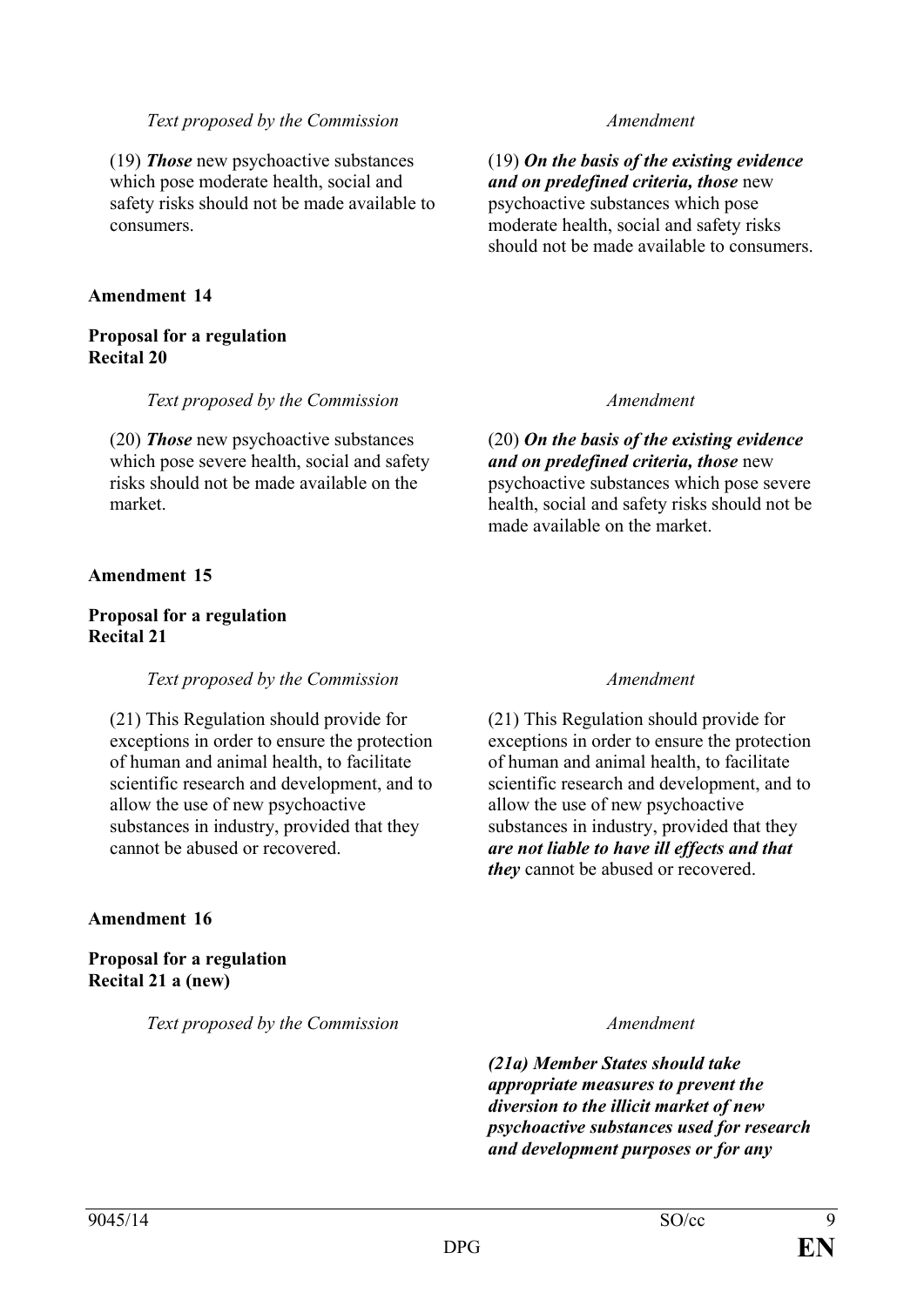| Text proposed by the Commission | Amendment |
|---|---|
| (19) ***Those*** new psychoactive substances which pose moderate health, social and safety risks should not be made available to consumers. | (19) ***On the basis of the existing evidence and on predefined criteria, those*** new psychoactive substances which pose moderate health, social and safety risks should not be made available to consumers. |

**Amendment 14**

**Proposal for a regulation**
**Recital 20**

| Text proposed by the Commission | Amendment |
|---|---|
| (20) ***Those*** new psychoactive substances which pose severe health, social and safety risks should not be made available on the market. | (20) ***On the basis of the existing evidence and on predefined criteria, those*** new psychoactive substances which pose severe health, social and safety risks should not be made available on the market. |

**Amendment 15**

**Proposal for a regulation**
**Recital 21**

| Text proposed by the Commission | Amendment |
|---|---|
| (21) This Regulation should provide for exceptions in order to ensure the protection of human and animal health, to facilitate scientific research and development, and to allow the use of new psychoactive substances in industry, provided that they cannot be abused or recovered. | (21) This Regulation should provide for exceptions in order to ensure the protection of human and animal health, to facilitate scientific research and development, and to allow the use of new psychoactive substances in industry, provided that they ***are not liable to have ill effects and that they*** cannot be abused or recovered. |

**Amendment 16**

**Proposal for a regulation**
**Recital 21 a (new)**

| Text proposed by the Commission | Amendment |
|---|---|
| | ***(21a) Member States should take appropriate measures to prevent the diversion to the illicit market of new psychoactive substances used for research and development purposes or for any*** |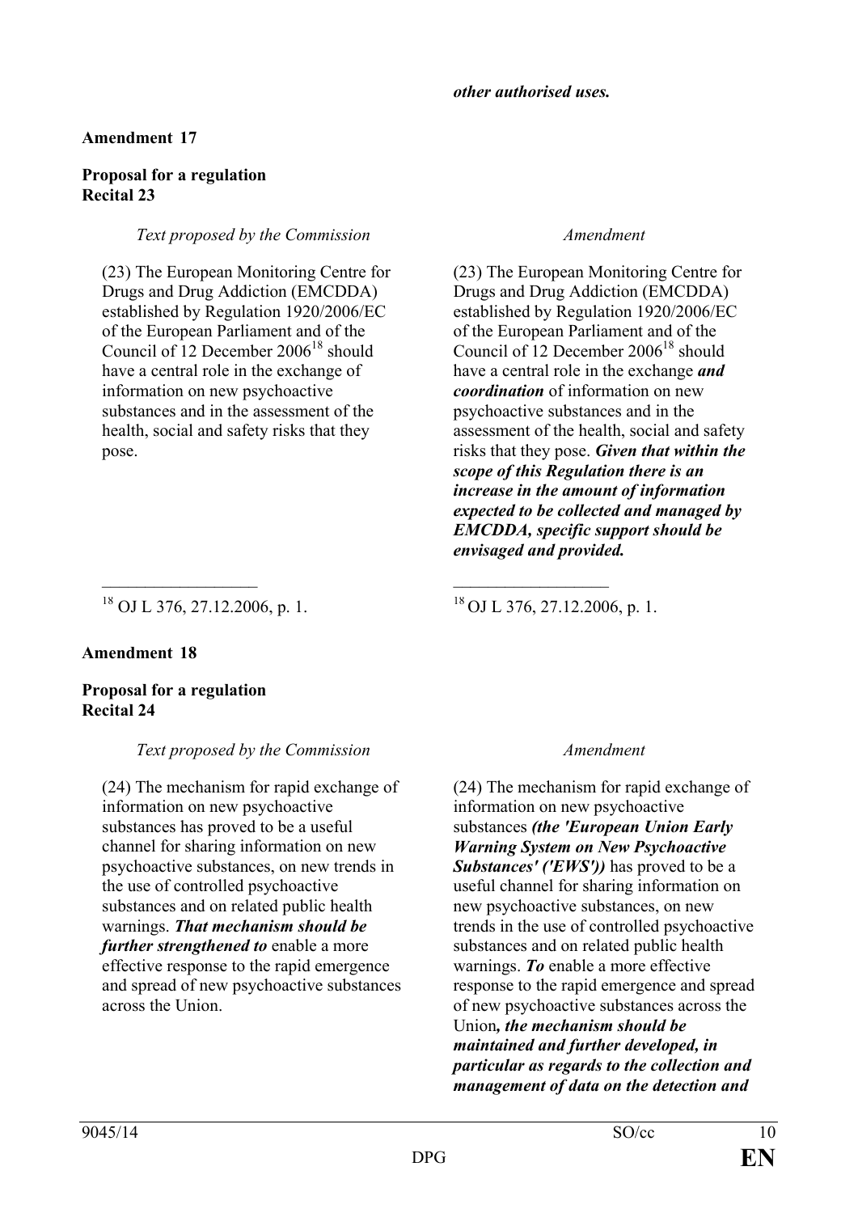| | ***other authorised uses.*** |
|---|---|

**Amendment 17**

**Proposal for a regulation**
**Recital 23**

| *Text proposed by the Commission* | *Amendment* |
|---|---|
| (23) The European Monitoring Centre for Drugs and Drug Addiction (EMCDDA) established by Regulation 1920/2006/EC of the European Parliament and of the Council of 12 December 2006[18] should have a central role in the exchange of information on new psychoactive substances and in the assessment of the health, social and safety risks that they pose. | (23) The European Monitoring Centre for Drugs and Drug Addiction (EMCDDA) established by Regulation 1920/2006/EC of the European Parliament and of the Council of 12 December 2006[18] should have a central role in the exchange ***and coordination*** of information on new psychoactive substances and in the assessment of the health, social and safety risks that they pose. ***Given that within the scope of this Regulation there is an increase in the amount of information expected to be collected and managed by EMCDDA, specific support should be envisaged and provided.*** |
| [18] OJ L 376, 27.12.2006, p. 1. | [18] OJ L 376, 27.12.2006, p. 1. |

**Amendment 18**

**Proposal for a regulation**
**Recital 24**

| *Text proposed by the Commission* | *Amendment* |
|---|---|
| (24) The mechanism for rapid exchange of information on new psychoactive substances has proved to be a useful channel for sharing information on new psychoactive substances, on new trends in the use of controlled psychoactive substances and on related public health warnings. ***That mechanism should be further strengthened to*** enable a more effective response to the rapid emergence and spread of new psychoactive substances across the Union. | (24) The mechanism for rapid exchange of information on new psychoactive substances ***(the 'European Union Early Warning System on New Psychoactive Substances' ('EWS'))*** has proved to be a useful channel for sharing information on new psychoactive substances, on new trends in the use of controlled psychoactive substances and on related public health warnings. ***To*** enable a more effective response to the rapid emergence and spread of new psychoactive substances across the Union***, the mechanism should be maintained and further developed, in particular as regards to the collection and management of data on the detection and*** |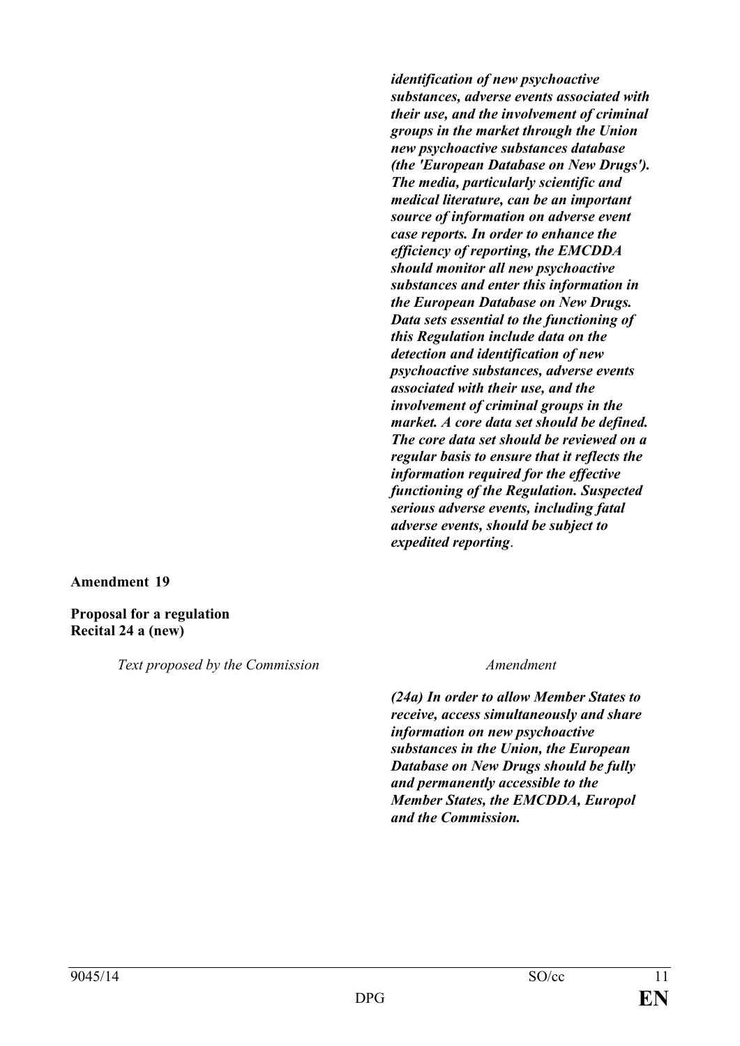| Text proposed by the Commission | Amendment |
|---|---|
| | ***identification of new psychoactive substances, adverse events associated with their use, and the involvement of criminal groups in the market through the Union new psychoactive substances database (the 'European Database on New Drugs'). The media, particularly scientific and medical literature, can be an important source of information on adverse event case reports. In order to enhance the efficiency of reporting, the EMCDDA should monitor all new psychoactive substances and enter this information in the European Database on New Drugs. Data sets essential to the functioning of this Regulation include data on the detection and identification of new psychoactive substances, adverse events associated with their use, and the involvement of criminal groups in the market. A core data set should be defined. The core data set should be reviewed on a regular basis to ensure that it reflects the information required for the effective functioning of the Regulation. Suspected serious adverse events, including fatal adverse events, should be subject to expedited reporting***. |

**Amendment 19**

**Proposal for a regulation**
**Recital 24 a (new)**

| *Text proposed by the Commission* | *Amendment* |
|---|---|
| | ***(24a) In order to allow Member States to receive, access simultaneously and share information on new psychoactive substances in the Union, the European Database on New Drugs should be fully and permanently accessible to the Member States, the EMCDDA, Europol and the Commission.*** |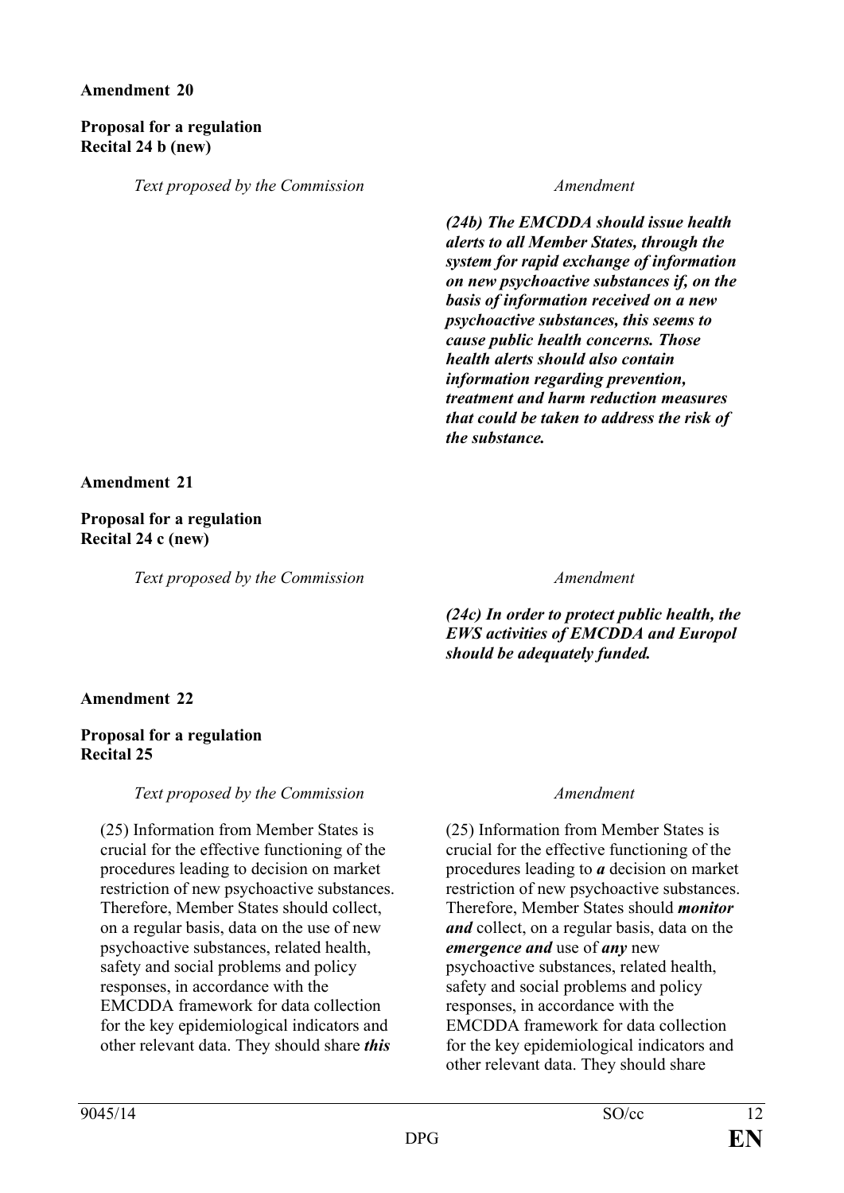**Amendment 20**

**Proposal for a regulation**
**Recital 24 b (new)**

| *Text proposed by the Commission* | *Amendment* |
|---|---|
| | ***(24b) The EMCDDA should issue health alerts to all Member States, through the system for rapid exchange of information on new psychoactive substances if, on the basis of information received on a new psychoactive substances, this seems to cause public health concerns. Those health alerts should also contain information regarding prevention, treatment and harm reduction measures that could be taken to address the risk of the substance.*** |

**Amendment 21**

**Proposal for a regulation**
**Recital 24 c (new)**

| *Text proposed by the Commission* | *Amendment* |
|---|---|
| | ***(24c) In order to protect public health, the EWS activities of EMCDDA and Europol should be adequately funded.*** |

**Amendment 22**

**Proposal for a regulation**
**Recital 25**

| *Text proposed by the Commission* | *Amendment* |
|---|---|
| (25) Information from Member States is crucial for the effective functioning of the procedures leading to decision on market restriction of new psychoactive substances. Therefore, Member States should collect, on a regular basis, data on the use of new psychoactive substances, related health, safety and social problems and policy responses, in accordance with the EMCDDA framework for data collection for the key epidemiological indicators and other relevant data. They should share ***this*** | (25) Information from Member States is crucial for the effective functioning of the procedures leading to ***a*** decision on market restriction of new psychoactive substances. Therefore, Member States should ***monitor and*** collect, on a regular basis, data on the ***emergence and*** use of ***any*** new psychoactive substances, related health, safety and social problems and policy responses, in accordance with the EMCDDA framework for data collection for the key epidemiological indicators and other relevant data. They should share |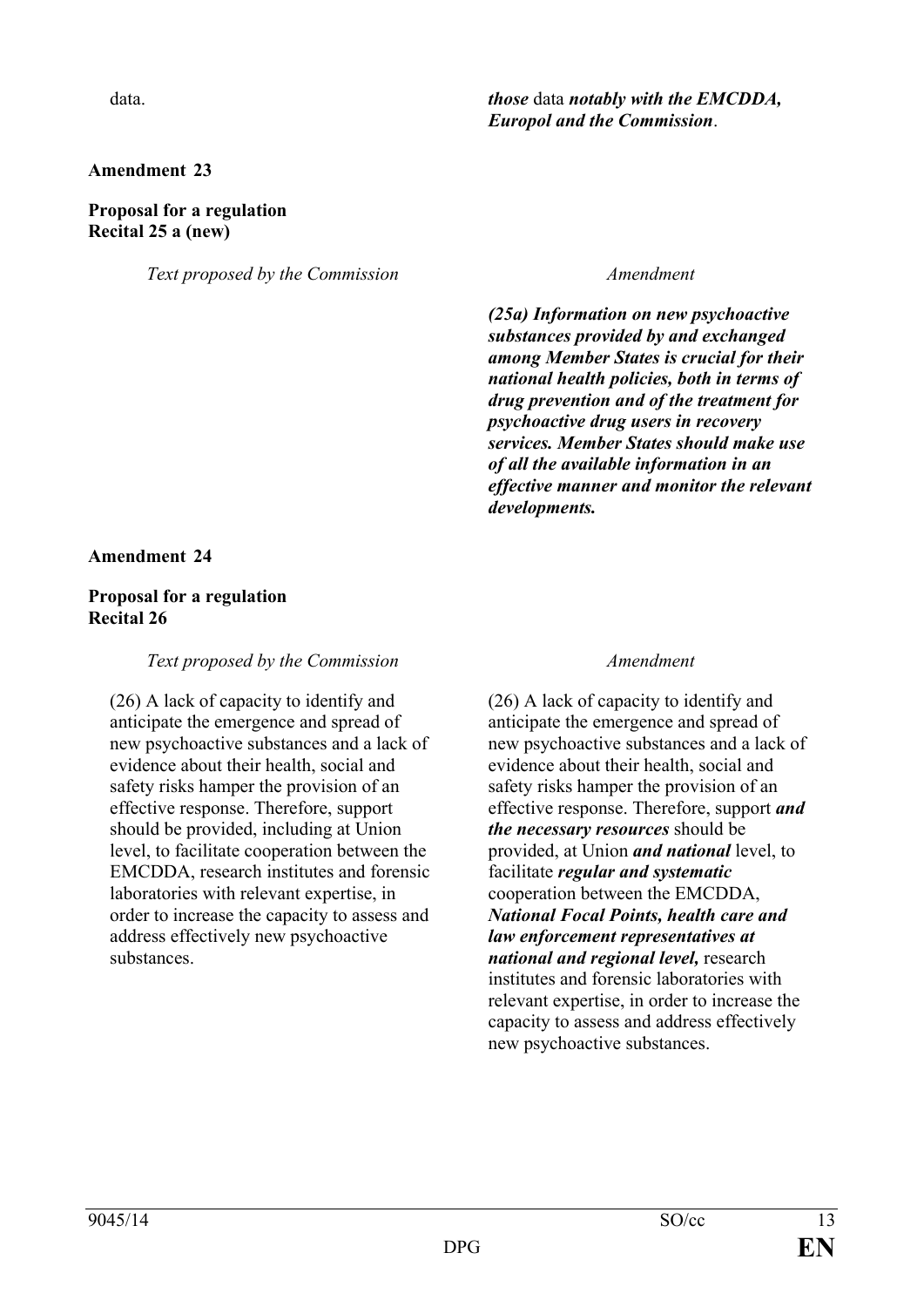| | |
|---|---|
| data. | ***those*** data ***notably with the EMCDDA, Europol and the Commission***. |

**Amendment 23**

**Proposal for a regulation**
**Recital 25 a (new)**

| *Text proposed by the Commission* | *Amendment* |
|---|---|
| | ***(25a) Information on new psychoactive substances provided by and exchanged among Member States is crucial for their national health policies, both in terms of drug prevention and of the treatment for psychoactive drug users in recovery services. Member States should make use of all the available information in an effective manner and monitor the relevant developments.*** |

**Amendment 24**

**Proposal for a regulation**
**Recital 26**

| *Text proposed by the Commission* | *Amendment* |
|---|---|
| (26) A lack of capacity to identify and anticipate the emergence and spread of new psychoactive substances and a lack of evidence about their health, social and safety risks hamper the provision of an effective response. Therefore, support should be provided, including at Union level, to facilitate cooperation between the EMCDDA, research institutes and forensic laboratories with relevant expertise, in order to increase the capacity to assess and address effectively new psychoactive substances. | (26) A lack of capacity to identify and anticipate the emergence and spread of new psychoactive substances and a lack of evidence about their health, social and safety risks hamper the provision of an effective response. Therefore, support ***and the necessary resources*** should be provided, at Union ***and national*** level, to facilitate ***regular and systematic*** cooperation between the EMCDDA, ***National Focal Points, health care and law enforcement representatives at national and regional level,*** research institutes and forensic laboratories with relevant expertise, in order to increase the capacity to assess and address effectively new psychoactive substances. |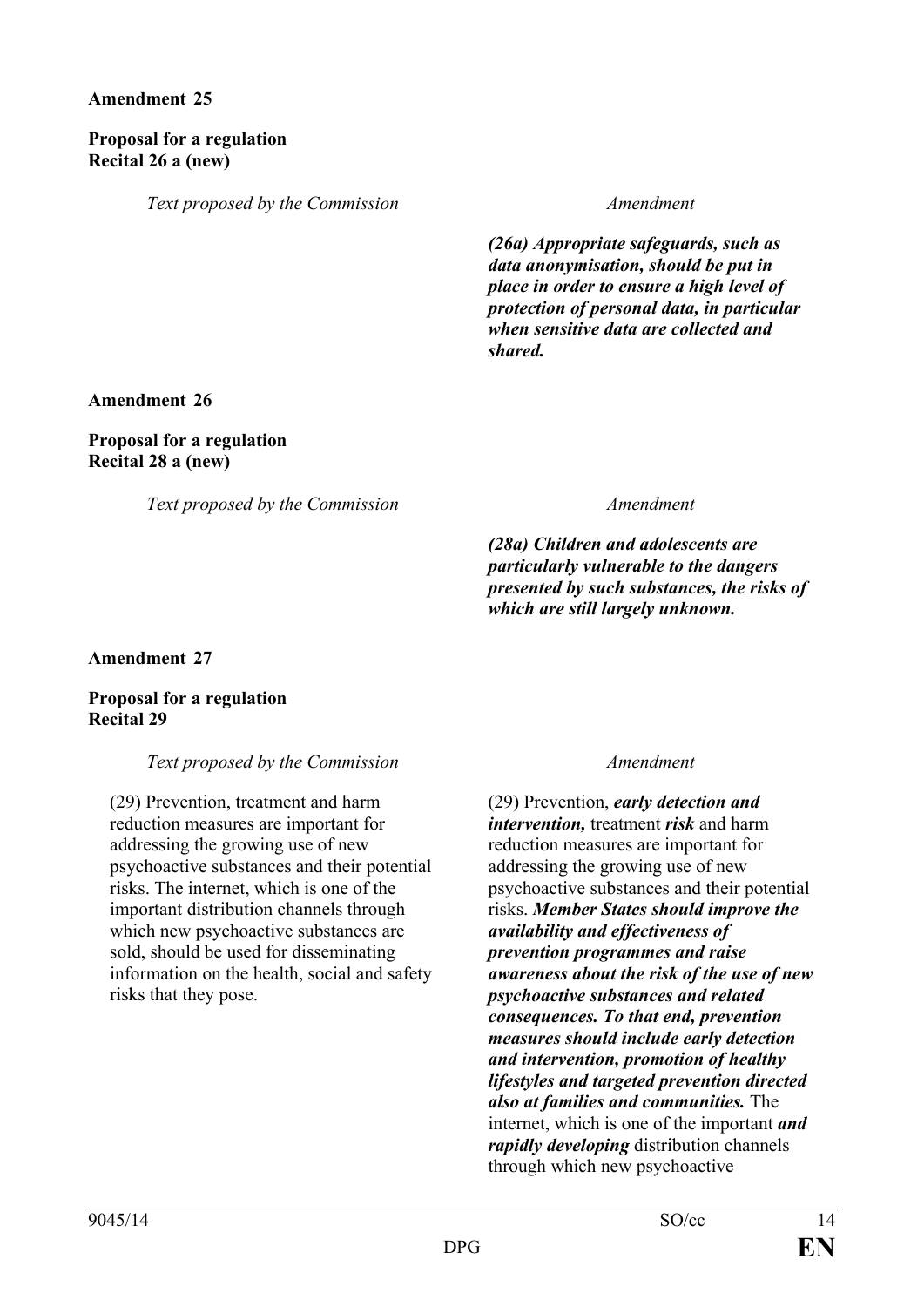**Amendment 25**

**Proposal for a regulation**
**Recital 26 a (new)**

| *Text proposed by the Commission* | *Amendment* |
|---|---|
| | ***(26a) Appropriate safeguards, such as data anonymisation, should be put in place in order to ensure a high level of protection of personal data, in particular when sensitive data are collected and shared.*** |

**Amendment 26**

**Proposal for a regulation**
**Recital 28 a (new)**

| *Text proposed by the Commission* | *Amendment* |
|---|---|
| | ***(28a) Children and adolescents are particularly vulnerable to the dangers presented by such substances, the risks of which are still largely unknown.*** |

**Amendment 27**

**Proposal for a regulation**
**Recital 29**

| *Text proposed by the Commission* | *Amendment* |
|---|---|
| (29) Prevention, treatment and harm reduction measures are important for addressing the growing use of new psychoactive substances and their potential risks. The internet, which is one of the important distribution channels through which new psychoactive substances are sold, should be used for disseminating information on the health, social and safety risks that they pose. | (29) Prevention, ***early detection and intervention,*** treatment ***risk*** and harm reduction measures are important for addressing the growing use of new psychoactive substances and their potential risks. ***Member States should improve the availability and effectiveness of prevention programmes and raise awareness about the risk of the use of new psychoactive substances and related consequences. To that end, prevention measures should include early detection and intervention, promotion of healthy lifestyles and targeted prevention directed also at families and communities.*** The internet, which is one of the important ***and rapidly developing*** distribution channels through which new psychoactive |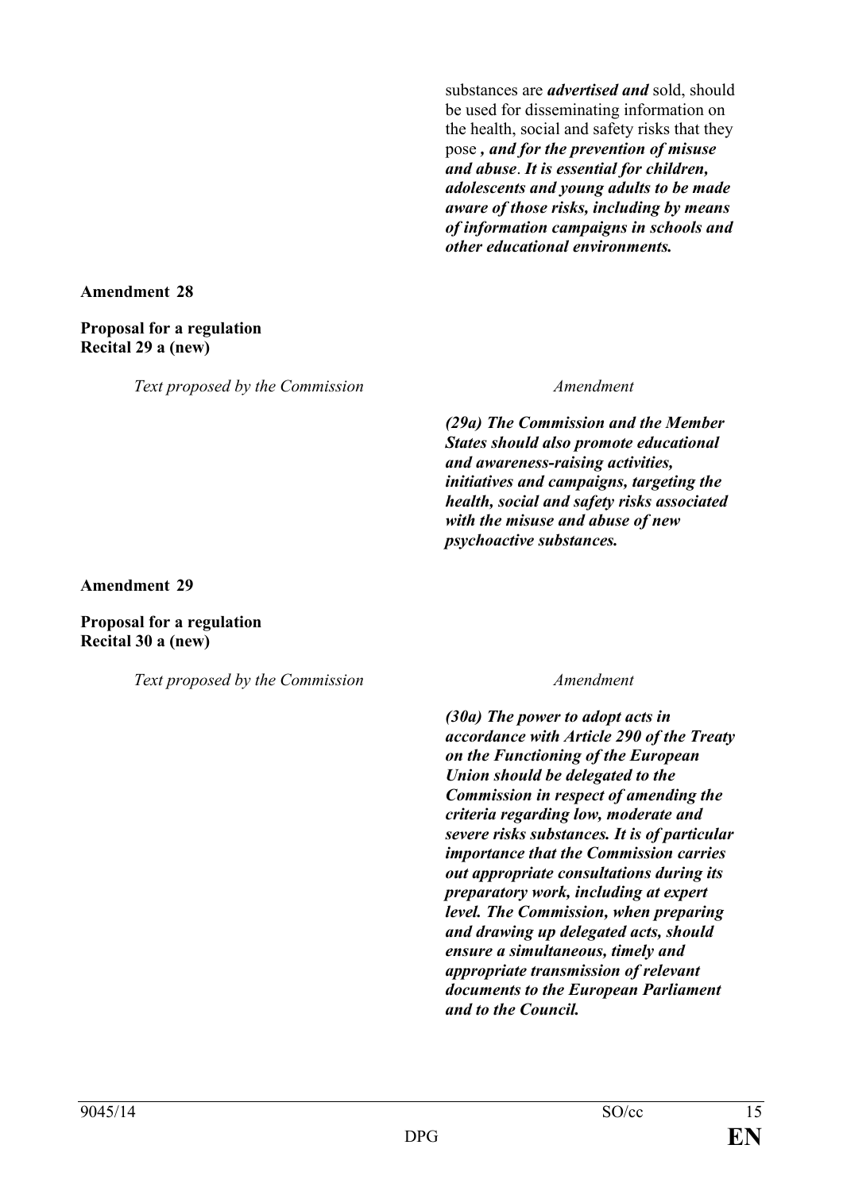| | |
|---|---|
| | substances are ***advertised and*** sold, should be used for disseminating information on the health, social and safety risks that they pose ***, and for the prevention of misuse and abuse***. ***It is essential for children, adolescents and young adults to be made aware of those risks, including by means of information campaigns in schools and other educational environments.*** |

**Amendment 28**

**Proposal for a regulation**
**Recital 29 a (new)**

| *Text proposed by the Commission* | *Amendment* |
|---|---|
| | ***(29a) The Commission and the Member States should also promote educational and awareness-raising activities, initiatives and campaigns, targeting the health, social and safety risks associated with the misuse and abuse of new psychoactive substances.*** |

**Amendment 29**

**Proposal for a regulation**
**Recital 30 a (new)**

| *Text proposed by the Commission* | *Amendment* |
|---|---|
| | ***(30a) The power to adopt acts in accordance with Article 290 of the Treaty on the Functioning of the European Union should be delegated to the Commission in respect of amending the criteria regarding low, moderate and severe risks substances. It is of particular importance that the Commission carries out appropriate consultations during its preparatory work, including at expert level. The Commission, when preparing and drawing up delegated acts, should ensure a simultaneous, timely and appropriate transmission of relevant documents to the European Parliament and to the Council.*** |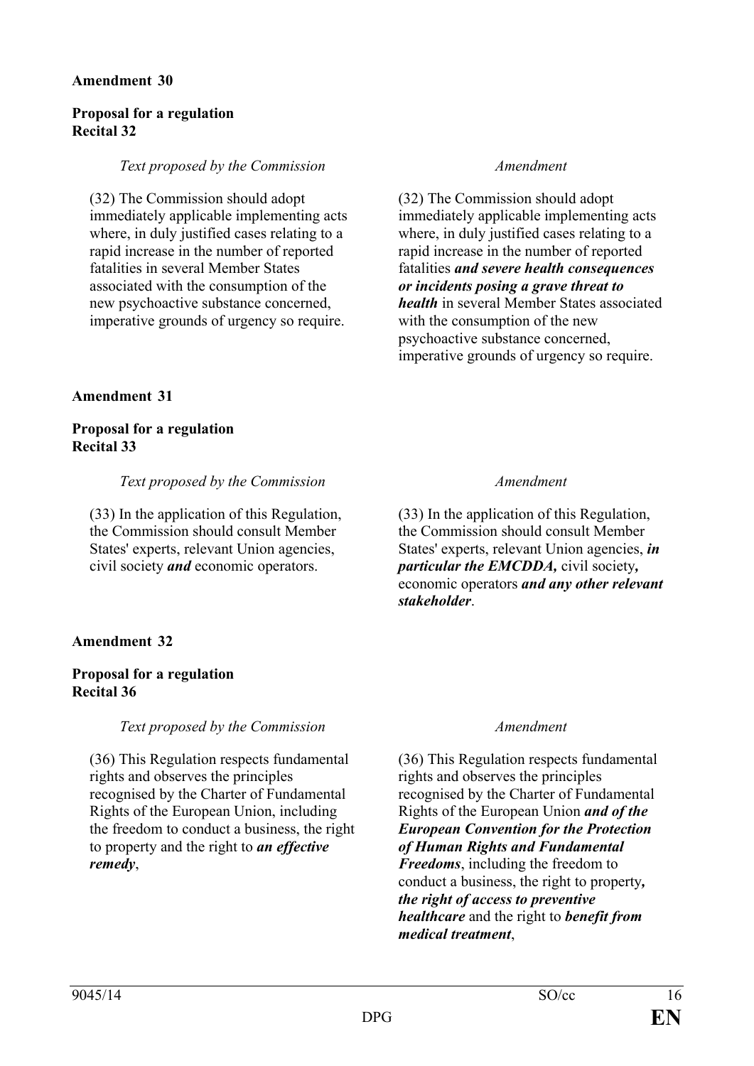**Amendment 30**

**Proposal for a regulation**
**Recital 32**

| *Text proposed by the Commission* | *Amendment* |
| --- | --- |
| (32) The Commission should adopt immediately applicable implementing acts where, in duly justified cases relating to a rapid increase in the number of reported fatalities in several Member States associated with the consumption of the new psychoactive substance concerned, imperative grounds of urgency so require. | (32) The Commission should adopt immediately applicable implementing acts where, in duly justified cases relating to a rapid increase in the number of reported fatalities ***and severe health consequences or incidents posing a grave threat to health*** in several Member States associated with the consumption of the new psychoactive substance concerned, imperative grounds of urgency so require. |

**Amendment 31**

**Proposal for a regulation**
**Recital 33**

| *Text proposed by the Commission* | *Amendment* |
| --- | --- |
| (33) In the application of this Regulation, the Commission should consult Member States' experts, relevant Union agencies, civil society ***and*** economic operators. | (33) In the application of this Regulation, the Commission should consult Member States' experts, relevant Union agencies, ***in particular the EMCDDA,*** civil society***,*** economic operators ***and any other relevant stakeholder***. |

**Amendment 32**

**Proposal for a regulation**
**Recital 36**

| *Text proposed by the Commission* | *Amendment* |
| --- | --- |
| (36) This Regulation respects fundamental rights and observes the principles recognised by the Charter of Fundamental Rights of the European Union, including the freedom to conduct a business, the right to property and the right to ***an effective remedy***, | (36) This Regulation respects fundamental rights and observes the principles recognised by the Charter of Fundamental Rights of the European Union ***and of the European Convention for the Protection of Human Rights and Fundamental Freedoms***, including the freedom to conduct a business, the right to property***, the right of access to preventive healthcare*** and the right to ***benefit from medical treatment***, |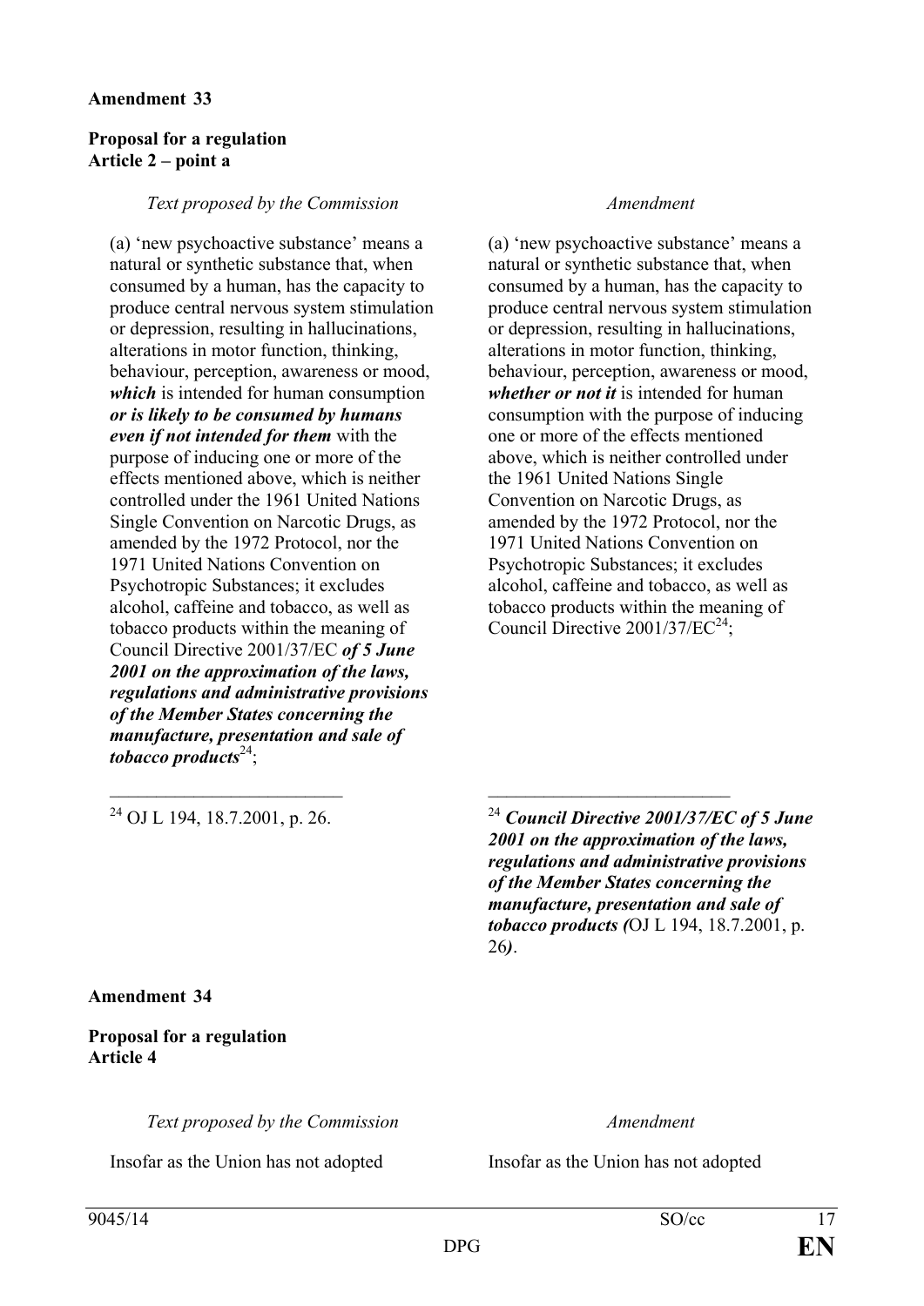**Amendment 33**

**Proposal for a regulation**
**Article 2 – point a**

| *Text proposed by the Commission* | *Amendment* |
|---|---|
| (a) 'new psychoactive substance' means a natural or synthetic substance that, when consumed by a human, has the capacity to produce central nervous system stimulation or depression, resulting in hallucinations, alterations in motor function, thinking, behaviour, perception, awareness or mood, ***which*** is intended for human consumption ***or is likely to be consumed by humans even if not intended for them*** with the purpose of inducing one or more of the effects mentioned above, which is neither controlled under the 1961 United Nations Single Convention on Narcotic Drugs, as amended by the 1972 Protocol, nor the 1971 United Nations Convention on Psychotropic Substances; it excludes alcohol, caffeine and tobacco, as well as tobacco products within the meaning of Council Directive 2001/37/EC ***of 5 June 2001 on the approximation of the laws, regulations and administrative provisions of the Member States concerning the manufacture, presentation and sale of tobacco products***[24]; | (a) 'new psychoactive substance' means a natural or synthetic substance that, when consumed by a human, has the capacity to produce central nervous system stimulation or depression, resulting in hallucinations, alterations in motor function, thinking, behaviour, perception, awareness or mood, ***whether or not it*** is intended for human consumption with the purpose of inducing one or more of the effects mentioned above, which is neither controlled under the 1961 United Nations Single Convention on Narcotic Drugs, as amended by the 1972 Protocol, nor the 1971 United Nations Convention on Psychotropic Substances; it excludes alcohol, caffeine and tobacco, as well as tobacco products within the meaning of Council Directive 2001/37/EC[24]; |
| [24] OJ L 194, 18.7.2001, p. 26. | [24] ***Council Directive 2001/37/EC of 5 June 2001 on the approximation of the laws, regulations and administrative provisions of the Member States concerning the manufacture, presentation and sale of tobacco products (***OJ L 194, 18.7.2001, p. 26***)***. |

**Amendment 34**

**Proposal for a regulation**
**Article 4**

| *Text proposed by the Commission* | *Amendment* |
|---|---|
| Insofar as the Union has not adopted | Insofar as the Union has not adopted |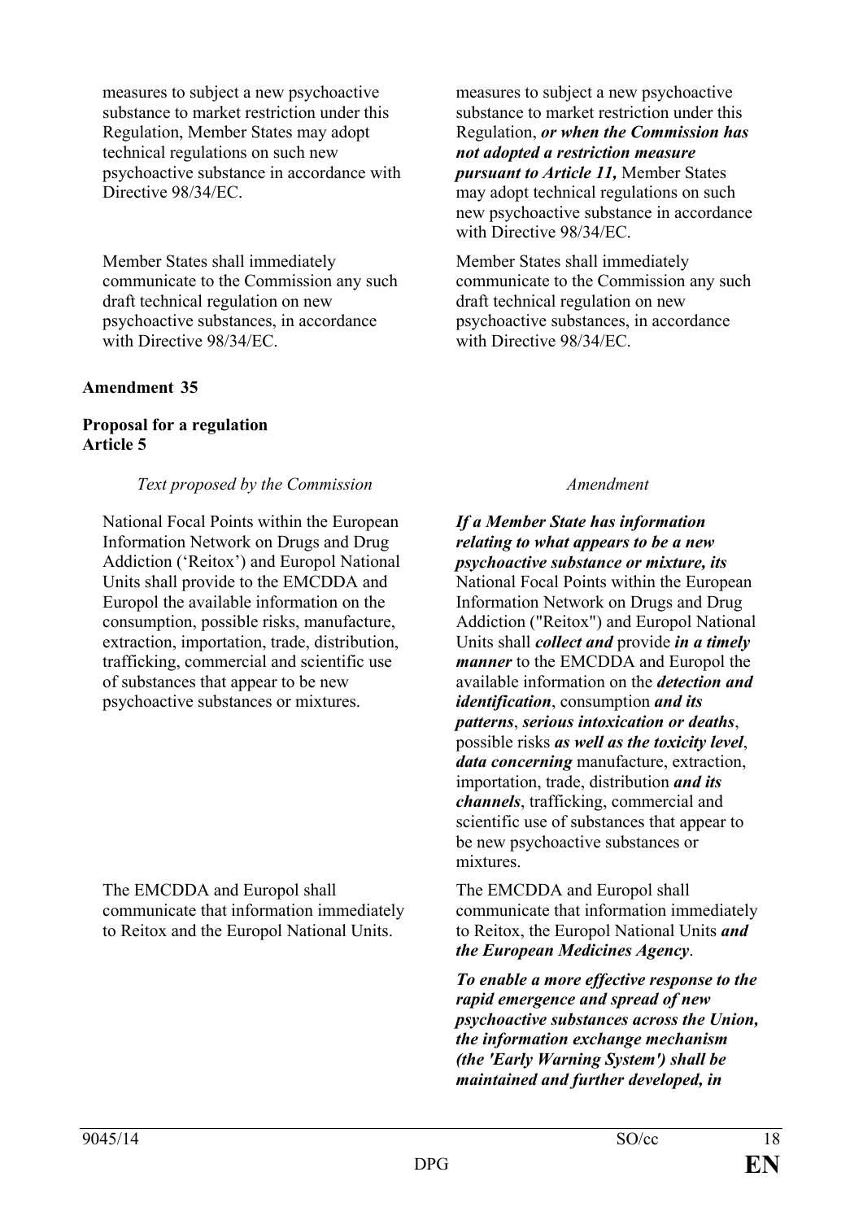| | |
|---|---|
| measures to subject a new psychoactive substance to market restriction under this Regulation, Member States may adopt technical regulations on such new psychoactive substance in accordance with Directive 98/34/EC. | measures to subject a new psychoactive substance to market restriction under this Regulation, ***or when the Commission has not adopted a restriction measure pursuant to Article 11,*** Member States may adopt technical regulations on such new psychoactive substance in accordance with Directive 98/34/EC. |
| Member States shall immediately communicate to the Commission any such draft technical regulation on new psychoactive substances, in accordance with Directive 98/34/EC. | Member States shall immediately communicate to the Commission any such draft technical regulation on new psychoactive substances, in accordance with Directive 98/34/EC. |

**Amendment 35**

**Proposal for a regulation**
**Article 5**

| *Text proposed by the Commission* | *Amendment* |
|---|---|
| National Focal Points within the European Information Network on Drugs and Drug Addiction ('Reitox') and Europol National Units shall provide to the EMCDDA and Europol the available information on the consumption, possible risks, manufacture, extraction, importation, trade, distribution, trafficking, commercial and scientific use of substances that appear to be new psychoactive substances or mixtures. | ***If a Member State has information relating to what appears to be a new psychoactive substance or mixture, its*** National Focal Points within the European Information Network on Drugs and Drug Addiction ("Reitox") and Europol National Units shall ***collect and*** provide ***in a timely manner*** to the EMCDDA and Europol the available information on the ***detection and identification***, consumption ***and its patterns***, ***serious intoxication or deaths***, possible risks ***as well as the toxicity level***, ***data concerning*** manufacture, extraction, importation, trade, distribution ***and its channels***, trafficking, commercial and scientific use of substances that appear to be new psychoactive substances or mixtures. |
| The EMCDDA and Europol shall communicate that information immediately to Reitox and the Europol National Units. | The EMCDDA and Europol shall communicate that information immediately to Reitox, the Europol National Units ***and the European Medicines Agency***. |
| | ***To enable a more effective response to the rapid emergence and spread of new psychoactive substances across the Union, the information exchange mechanism (the 'Early Warning System') shall be maintained and further developed, in*** |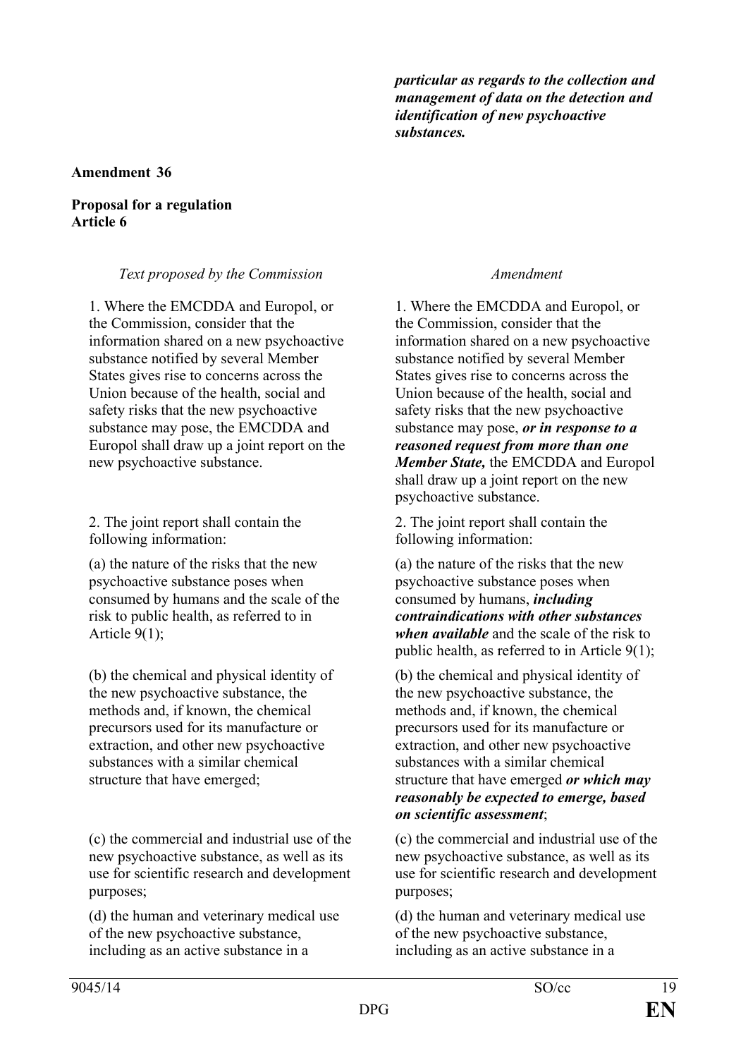*particular as regards to the collection and management of data on the detection and identification of new psychoactive substances.*

**Amendment 36**

**Proposal for a regulation**
**Article 6**

| *Text proposed by the Commission* | *Amendment* |
|---|---|
| 1. Where the EMCDDA and Europol, or the Commission, consider that the information shared on a new psychoactive substance notified by several Member States gives rise to concerns across the Union because of the health, social and safety risks that the new psychoactive substance may pose, the EMCDDA and Europol shall draw up a joint report on the new psychoactive substance. | 1. Where the EMCDDA and Europol, or the Commission, consider that the information shared on a new psychoactive substance notified by several Member States gives rise to concerns across the Union because of the health, social and safety risks that the new psychoactive substance may pose, ***or in response to a reasoned request from more than one Member State,*** the EMCDDA and Europol shall draw up a joint report on the new psychoactive substance. |
| 2. The joint report shall contain the following information: | 2. The joint report shall contain the following information: |
| (a) the nature of the risks that the new psychoactive substance poses when consumed by humans and the scale of the risk to public health, as referred to in Article 9(1); | (a) the nature of the risks that the new psychoactive substance poses when consumed by humans, ***including contraindications with other substances when available*** and the scale of the risk to public health, as referred to in Article 9(1); |
| (b) the chemical and physical identity of the new psychoactive substance, the methods and, if known, the chemical precursors used for its manufacture or extraction, and other new psychoactive substances with a similar chemical structure that have emerged; | (b) the chemical and physical identity of the new psychoactive substance, the methods and, if known, the chemical precursors used for its manufacture or extraction, and other new psychoactive substances with a similar chemical structure that have emerged ***or which may reasonably be expected to emerge, based on scientific assessment***; |
| (c) the commercial and industrial use of the new psychoactive substance, as well as its use for scientific research and development purposes; | (c) the commercial and industrial use of the new psychoactive substance, as well as its use for scientific research and development purposes; |
| (d) the human and veterinary medical use of the new psychoactive substance, including as an active substance in a | (d) the human and veterinary medical use of the new psychoactive substance, including as an active substance in a |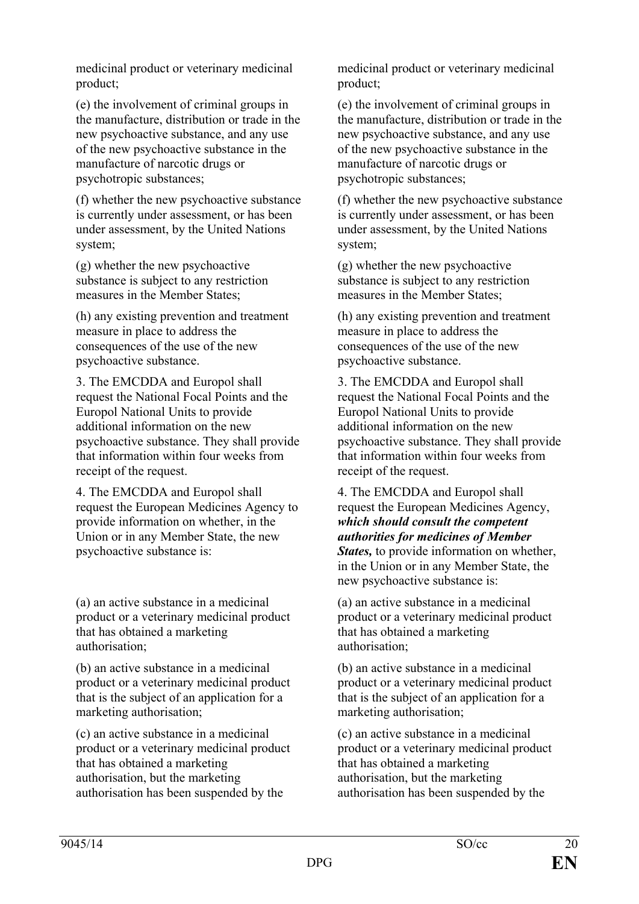| | |
|---|---|
| medicinal product or veterinary medicinal product; | medicinal product or veterinary medicinal product; |
| (e) the involvement of criminal groups in the manufacture, distribution or trade in the new psychoactive substance, and any use of the new psychoactive substance in the manufacture of narcotic drugs or psychotropic substances; | (e) the involvement of criminal groups in the manufacture, distribution or trade in the new psychoactive substance, and any use of the new psychoactive substance in the manufacture of narcotic drugs or psychotropic substances; |
| (f) whether the new psychoactive substance is currently under assessment, or has been under assessment, by the United Nations system; | (f) whether the new psychoactive substance is currently under assessment, or has been under assessment, by the United Nations system; |
| (g) whether the new psychoactive substance is subject to any restriction measures in the Member States; | (g) whether the new psychoactive substance is subject to any restriction measures in the Member States; |
| (h) any existing prevention and treatment measure in place to address the consequences of the use of the new psychoactive substance. | (h) any existing prevention and treatment measure in place to address the consequences of the use of the new psychoactive substance. |
| 3. The EMCDDA and Europol shall request the National Focal Points and the Europol National Units to provide additional information on the new psychoactive substance. They shall provide that information within four weeks from receipt of the request. | 3. The EMCDDA and Europol shall request the National Focal Points and the Europol National Units to provide additional information on the new psychoactive substance. They shall provide that information within four weeks from receipt of the request. |
| 4. The EMCDDA and Europol shall request the European Medicines Agency to provide information on whether, in the Union or in any Member State, the new psychoactive substance is: | 4. The EMCDDA and Europol shall request the European Medicines Agency, ***which should consult the competent authorities for medicines of Member States,*** to provide information on whether, in the Union or in any Member State, the new psychoactive substance is: |
| (a) an active substance in a medicinal product or a veterinary medicinal product that has obtained a marketing authorisation; | (a) an active substance in a medicinal product or a veterinary medicinal product that has obtained a marketing authorisation; |
| (b) an active substance in a medicinal product or a veterinary medicinal product that is the subject of an application for a marketing authorisation; | (b) an active substance in a medicinal product or a veterinary medicinal product that is the subject of an application for a marketing authorisation; |
| (c) an active substance in a medicinal product or a veterinary medicinal product that has obtained a marketing authorisation, but the marketing authorisation has been suspended by the | (c) an active substance in a medicinal product or a veterinary medicinal product that has obtained a marketing authorisation, but the marketing authorisation has been suspended by the |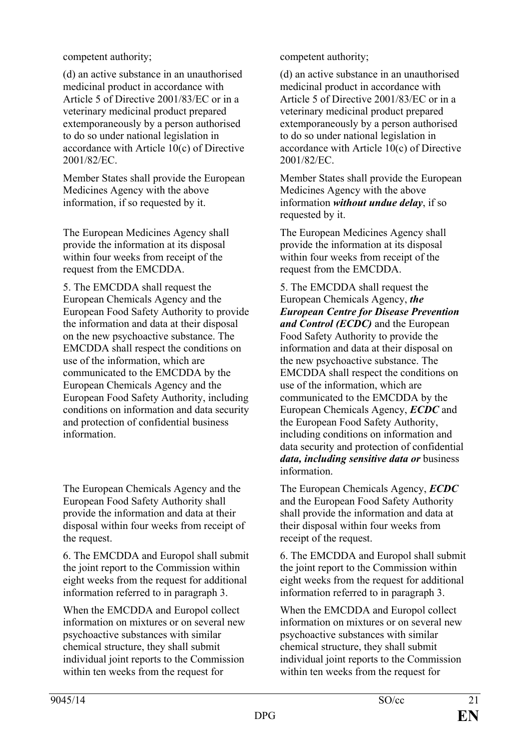| | |
|---|---|
| competent authority; | competent authority; |
| (d) an active substance in an unauthorised medicinal product in accordance with Article 5 of Directive 2001/83/EC or in a veterinary medicinal product prepared extemporaneously by a person authorised to do so under national legislation in accordance with Article 10(c) of Directive 2001/82/EC. | (d) an active substance in an unauthorised medicinal product in accordance with Article 5 of Directive 2001/83/EC or in a veterinary medicinal product prepared extemporaneously by a person authorised to do so under national legislation in accordance with Article 10(c) of Directive 2001/82/EC. |
| Member States shall provide the European Medicines Agency with the above information, if so requested by it. | Member States shall provide the European Medicines Agency with the above information ***without undue delay***, if so requested by it. |
| The European Medicines Agency shall provide the information at its disposal within four weeks from receipt of the request from the EMCDDA. | The European Medicines Agency shall provide the information at its disposal within four weeks from receipt of the request from the EMCDDA. |
| 5. The EMCDDA shall request the European Chemicals Agency and the European Food Safety Authority to provide the information and data at their disposal on the new psychoactive substance. The EMCDDA shall respect the conditions on use of the information, which are communicated to the EMCDDA by the European Chemicals Agency and the European Food Safety Authority, including conditions on information and data security and protection of confidential business information. | 5. The EMCDDA shall request the European Chemicals Agency, ***the European Centre for Disease Prevention and Control (ECDC)*** and the European Food Safety Authority to provide the information and data at their disposal on the new psychoactive substance. The EMCDDA shall respect the conditions on use of the information, which are communicated to the EMCDDA by the European Chemicals Agency, ***ECDC*** and the European Food Safety Authority, including conditions on information and data security and protection of confidential ***data, including sensitive data or*** business information. |
| The European Chemicals Agency and the European Food Safety Authority shall provide the information and data at their disposal within four weeks from receipt of the request. | The European Chemicals Agency, ***ECDC*** and the European Food Safety Authority shall provide the information and data at their disposal within four weeks from receipt of the request. |
| 6. The EMCDDA and Europol shall submit the joint report to the Commission within eight weeks from the request for additional information referred to in paragraph 3. | 6. The EMCDDA and Europol shall submit the joint report to the Commission within eight weeks from the request for additional information referred to in paragraph 3. |
| When the EMCDDA and Europol collect information on mixtures or on several new psychoactive substances with similar chemical structure, they shall submit individual joint reports to the Commission within ten weeks from the request for | When the EMCDDA and Europol collect information on mixtures or on several new psychoactive substances with similar chemical structure, they shall submit individual joint reports to the Commission within ten weeks from the request for |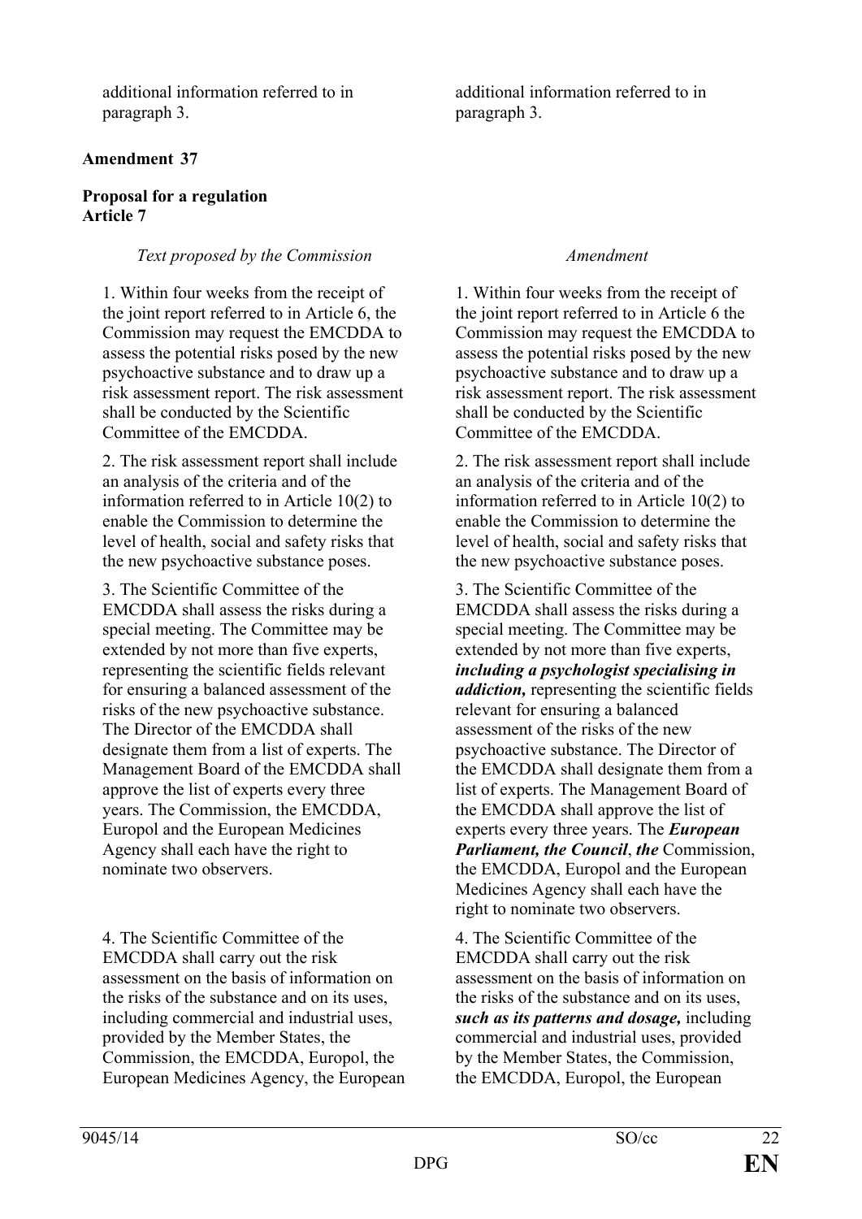| | |
|---|---|
| additional information referred to in paragraph 3. | additional information referred to in paragraph 3. |

**Amendment 37**

**Proposal for a regulation**
**Article 7**

| *Text proposed by the Commission* | *Amendment* |
|---|---|
| 1. Within four weeks from the receipt of the joint report referred to in Article 6, the Commission may request the EMCDDA to assess the potential risks posed by the new psychoactive substance and to draw up a risk assessment report. The risk assessment shall be conducted by the Scientific Committee of the EMCDDA. | 1. Within four weeks from the receipt of the joint report referred to in Article 6 the Commission may request the EMCDDA to assess the potential risks posed by the new psychoactive substance and to draw up a risk assessment report. The risk assessment shall be conducted by the Scientific Committee of the EMCDDA. |
| 2. The risk assessment report shall include an analysis of the criteria and of the information referred to in Article 10(2) to enable the Commission to determine the level of health, social and safety risks that the new psychoactive substance poses. | 2. The risk assessment report shall include an analysis of the criteria and of the information referred to in Article 10(2) to enable the Commission to determine the level of health, social and safety risks that the new psychoactive substance poses. |
| 3. The Scientific Committee of the EMCDDA shall assess the risks during a special meeting. The Committee may be extended by not more than five experts, representing the scientific fields relevant for ensuring a balanced assessment of the risks of the new psychoactive substance. The Director of the EMCDDA shall designate them from a list of experts. The Management Board of the EMCDDA shall approve the list of experts every three years. The Commission, the EMCDDA, Europol and the European Medicines Agency shall each have the right to nominate two observers. | 3. The Scientific Committee of the EMCDDA shall assess the risks during a special meeting. The Committee may be extended by not more than five experts, ***including a psychologist specialising in addiction,*** representing the scientific fields relevant for ensuring a balanced assessment of the risks of the new psychoactive substance. The Director of the EMCDDA shall designate them from a list of experts. The Management Board of the EMCDDA shall approve the list of experts every three years. The ***European Parliament, the Council***, ***the*** Commission, the EMCDDA, Europol and the European Medicines Agency shall each have the right to nominate two observers. |
| 4. The Scientific Committee of the EMCDDA shall carry out the risk assessment on the basis of information on the risks of the substance and on its uses, including commercial and industrial uses, provided by the Member States, the Commission, the EMCDDA, Europol, the European Medicines Agency, the European | 4. The Scientific Committee of the EMCDDA shall carry out the risk assessment on the basis of information on the risks of the substance and on its uses, ***such as its patterns and dosage,*** including commercial and industrial uses, provided by the Member States, the Commission, the EMCDDA, Europol, the European |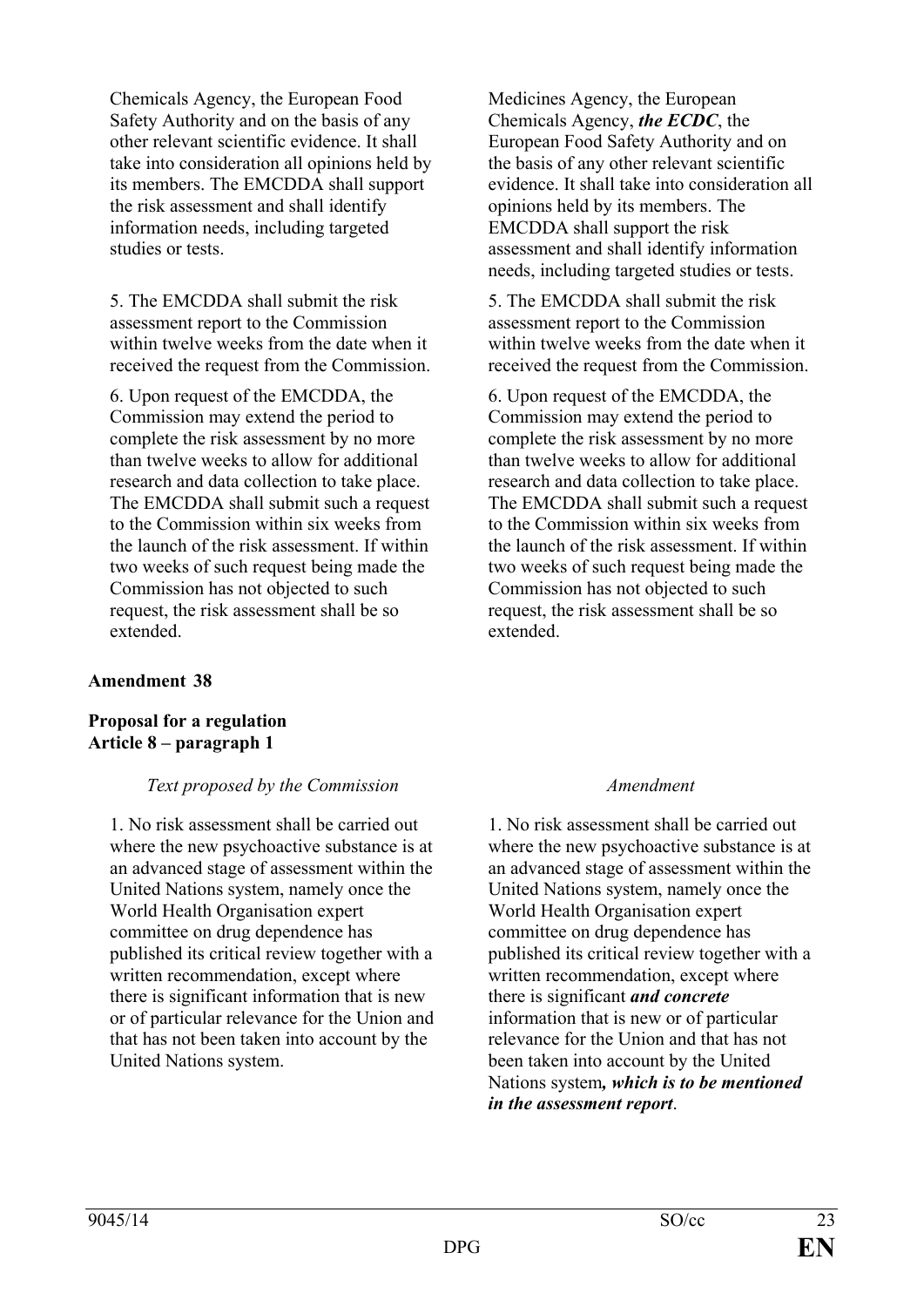| | |
|---|---|
| Chemicals Agency, the European Food Safety Authority and on the basis of any other relevant scientific evidence. It shall take into consideration all opinions held by its members. The EMCDDA shall support the risk assessment and shall identify information needs, including targeted studies or tests. | Medicines Agency, the European Chemicals Agency, ***the ECDC***, the European Food Safety Authority and on the basis of any other relevant scientific evidence. It shall take into consideration all opinions held by its members. The EMCDDA shall support the risk assessment and shall identify information needs, including targeted studies or tests. |
| 5. The EMCDDA shall submit the risk assessment report to the Commission within twelve weeks from the date when it received the request from the Commission. | 5. The EMCDDA shall submit the risk assessment report to the Commission within twelve weeks from the date when it received the request from the Commission. |
| 6. Upon request of the EMCDDA, the Commission may extend the period to complete the risk assessment by no more than twelve weeks to allow for additional research and data collection to take place. The EMCDDA shall submit such a request to the Commission within six weeks from the launch of the risk assessment. If within two weeks of such request being made the Commission has not objected to such request, the risk assessment shall be so extended. | 6. Upon request of the EMCDDA, the Commission may extend the period to complete the risk assessment by no more than twelve weeks to allow for additional research and data collection to take place. The EMCDDA shall submit such a request to the Commission within six weeks from the launch of the risk assessment. If within two weeks of such request being made the Commission has not objected to such request, the risk assessment shall be so extended. |

**Amendment 38**

**Proposal for a regulation**
**Article 8 – paragraph 1**

| *Text proposed by the Commission* | *Amendment* |
|---|---|
| 1. No risk assessment shall be carried out where the new psychoactive substance is at an advanced stage of assessment within the United Nations system, namely once the World Health Organisation expert committee on drug dependence has published its critical review together with a written recommendation, except where there is significant information that is new or of particular relevance for the Union and that has not been taken into account by the United Nations system. | 1. No risk assessment shall be carried out where the new psychoactive substance is at an advanced stage of assessment within the United Nations system, namely once the World Health Organisation expert committee on drug dependence has published its critical review together with a written recommendation, except where there is significant ***and concrete*** information that is new or of particular relevance for the Union and that has not been taken into account by the United Nations system***, which is to be mentioned in the assessment report***. |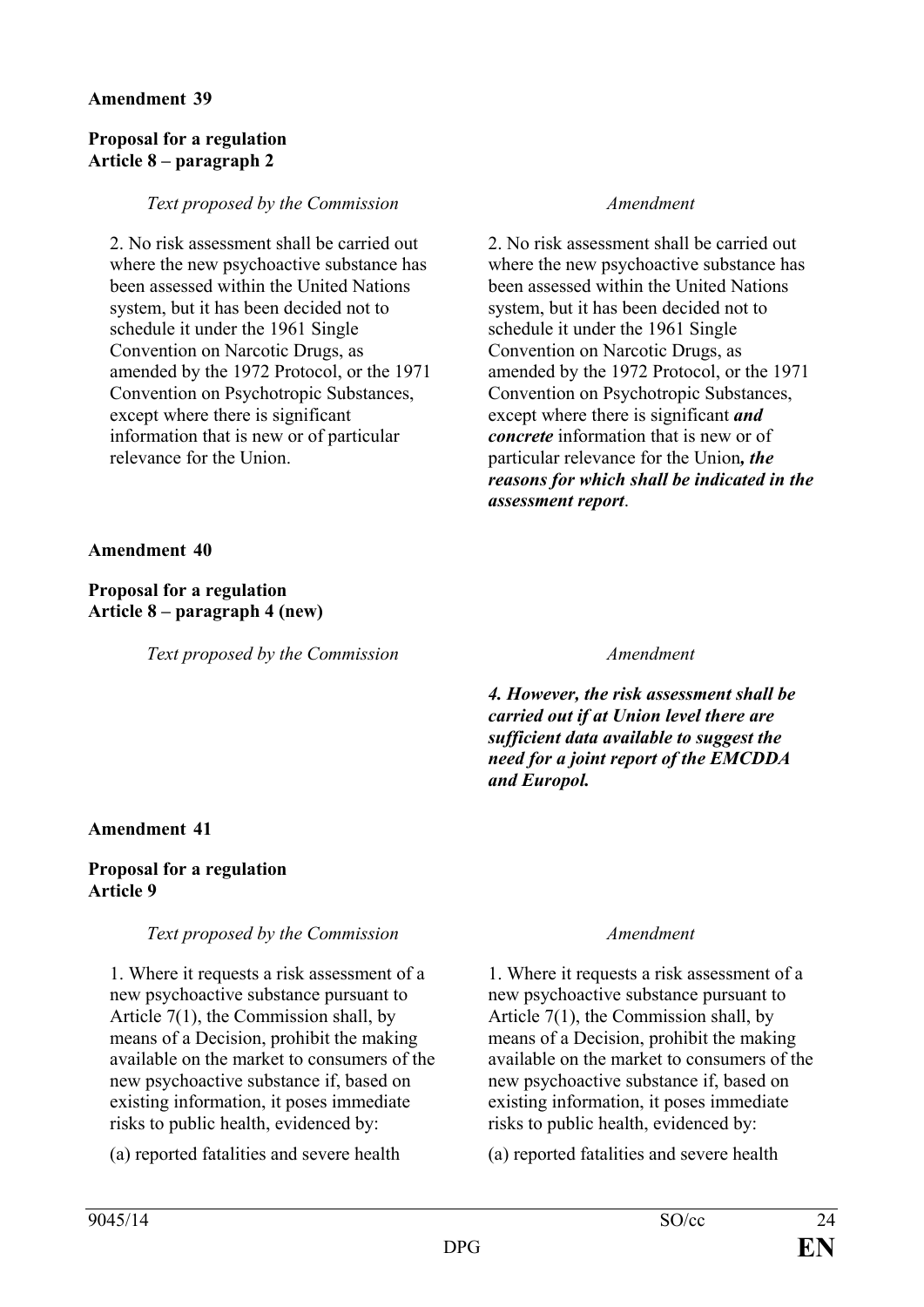**Amendment 39**

**Proposal for a regulation**
**Article 8 – paragraph 2**

| *Text proposed by the Commission* | *Amendment* |
|---|---|
| 2. No risk assessment shall be carried out where the new psychoactive substance has been assessed within the United Nations system, but it has been decided not to schedule it under the 1961 Single Convention on Narcotic Drugs, as amended by the 1972 Protocol, or the 1971 Convention on Psychotropic Substances, except where there is significant information that is new or of particular relevance for the Union. | 2. No risk assessment shall be carried out where the new psychoactive substance has been assessed within the United Nations system, but it has been decided not to schedule it under the 1961 Single Convention on Narcotic Drugs, as amended by the 1972 Protocol, or the 1971 Convention on Psychotropic Substances, except where there is significant ***and concrete*** information that is new or of particular relevance for the Union***, the reasons for which shall be indicated in the assessment report***. |

**Amendment 40**

**Proposal for a regulation**
**Article 8 – paragraph 4 (new)**

| *Text proposed by the Commission* | *Amendment* |
|---|---|
| | ***4. However, the risk assessment shall be carried out if at Union level there are sufficient data available to suggest the need for a joint report of the EMCDDA and Europol.*** |

**Amendment 41**

**Proposal for a regulation**
**Article 9**

| *Text proposed by the Commission* | *Amendment* |
|---|---|
| 1. Where it requests a risk assessment of a new psychoactive substance pursuant to Article 7(1), the Commission shall, by means of a Decision, prohibit the making available on the market to consumers of the new psychoactive substance if, based on existing information, it poses immediate risks to public health, evidenced by: | 1. Where it requests a risk assessment of a new psychoactive substance pursuant to Article 7(1), the Commission shall, by means of a Decision, prohibit the making available on the market to consumers of the new psychoactive substance if, based on existing information, it poses immediate risks to public health, evidenced by: |
| (a) reported fatalities and severe health | (a) reported fatalities and severe health |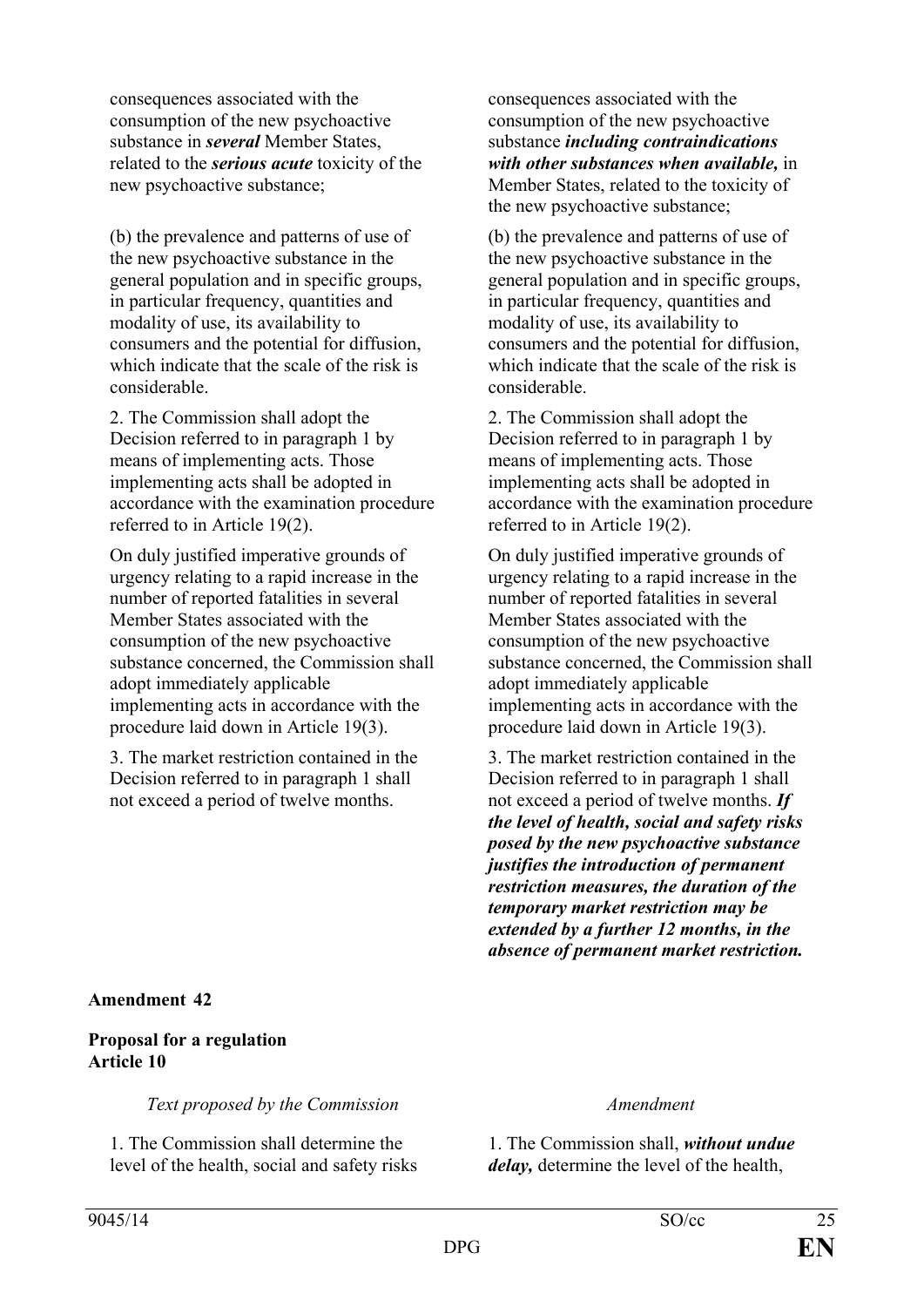| | |
|---|---|
| consequences associated with the consumption of the new psychoactive substance in ***several*** Member States, related to the ***serious acute*** toxicity of the new psychoactive substance; | consequences associated with the consumption of the new psychoactive substance ***including contraindications with other substances when available,*** in Member States, related to the toxicity of the new psychoactive substance; |
| (b) the prevalence and patterns of use of the new psychoactive substance in the general population and in specific groups, in particular frequency, quantities and modality of use, its availability to consumers and the potential for diffusion, which indicate that the scale of the risk is considerable. | (b) the prevalence and patterns of use of the new psychoactive substance in the general population and in specific groups, in particular frequency, quantities and modality of use, its availability to consumers and the potential for diffusion, which indicate that the scale of the risk is considerable. |
| 2. The Commission shall adopt the Decision referred to in paragraph 1 by means of implementing acts. Those implementing acts shall be adopted in accordance with the examination procedure referred to in Article 19(2). | 2. The Commission shall adopt the Decision referred to in paragraph 1 by means of implementing acts. Those implementing acts shall be adopted in accordance with the examination procedure referred to in Article 19(2). |
| On duly justified imperative grounds of urgency relating to a rapid increase in the number of reported fatalities in several Member States associated with the consumption of the new psychoactive substance concerned, the Commission shall adopt immediately applicable implementing acts in accordance with the procedure laid down in Article 19(3). | On duly justified imperative grounds of urgency relating to a rapid increase in the number of reported fatalities in several Member States associated with the consumption of the new psychoactive substance concerned, the Commission shall adopt immediately applicable implementing acts in accordance with the procedure laid down in Article 19(3). |
| 3. The market restriction contained in the Decision referred to in paragraph 1 shall not exceed a period of twelve months. | 3. The market restriction contained in the Decision referred to in paragraph 1 shall not exceed a period of twelve months. ***If the level of health, social and safety risks posed by the new psychoactive substance justifies the introduction of permanent restriction measures, the duration of the temporary market restriction may be extended by a further 12 months, in the absence of permanent market restriction.*** |

**Amendment 42**

**Proposal for a regulation**
**Article 10**

| *Text proposed by the Commission* | *Amendment* |
|---|---|
| 1. The Commission shall determine the level of the health, social and safety risks | 1. The Commission shall, ***without undue delay,*** determine the level of the health, |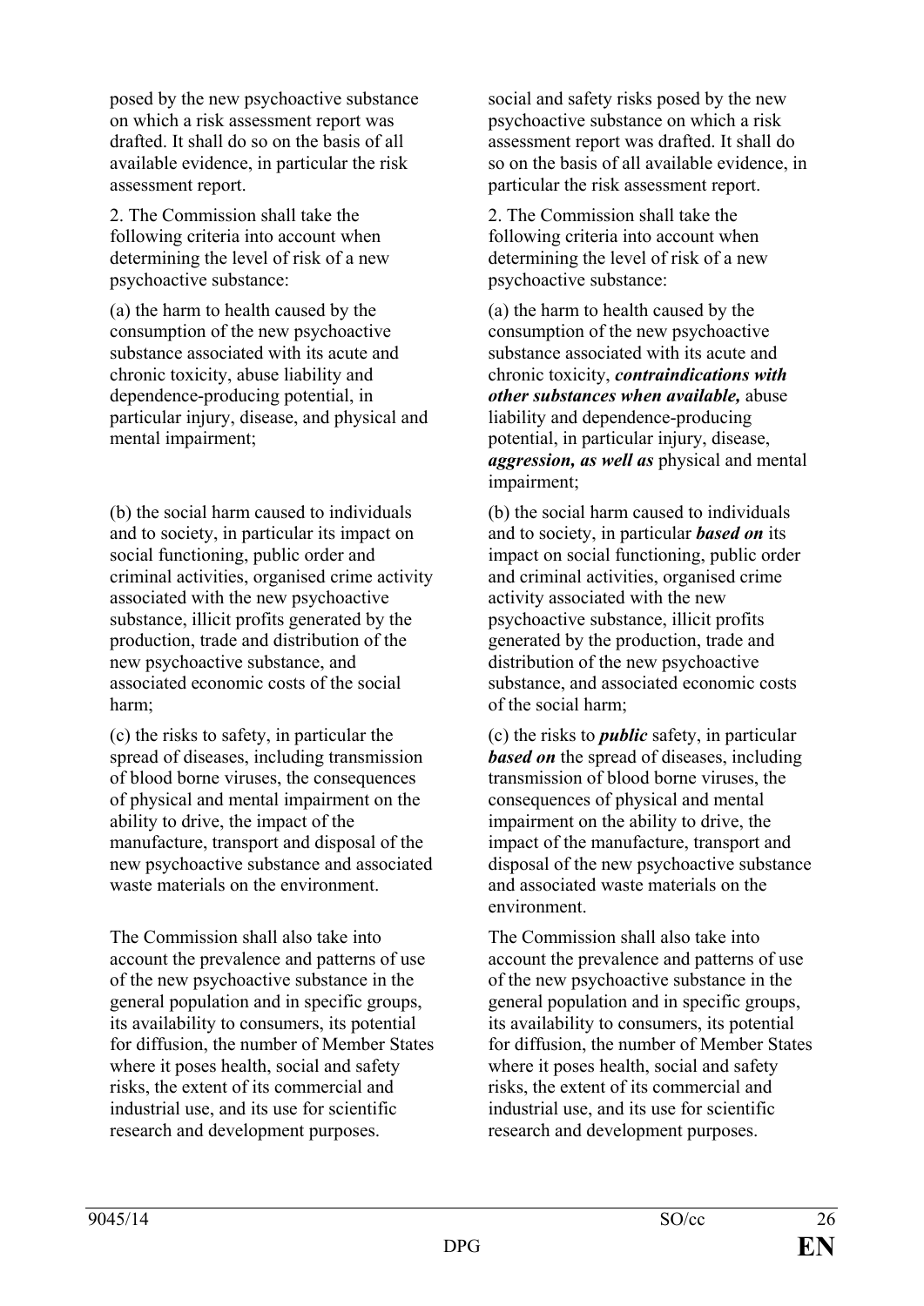| | |
|---|---|
| posed by the new psychoactive substance on which a risk assessment report was drafted. It shall do so on the basis of all available evidence, in particular the risk assessment report. | social and safety risks posed by the new psychoactive substance on which a risk assessment report was drafted. It shall do so on the basis of all available evidence, in particular the risk assessment report. |
| 2. The Commission shall take the following criteria into account when determining the level of risk of a new psychoactive substance: | 2. The Commission shall take the following criteria into account when determining the level of risk of a new psychoactive substance: |
| (a) the harm to health caused by the consumption of the new psychoactive substance associated with its acute and chronic toxicity, abuse liability and dependence-producing potential, in particular injury, disease, and physical and mental impairment; | (a) the harm to health caused by the consumption of the new psychoactive substance associated with its acute and chronic toxicity, ***contraindications with other substances when available,*** abuse liability and dependence-producing potential, in particular injury, disease, ***aggression, as well as*** physical and mental impairment; |
| (b) the social harm caused to individuals and to society, in particular its impact on social functioning, public order and criminal activities, organised crime activity associated with the new psychoactive substance, illicit profits generated by the production, trade and distribution of the new psychoactive substance, and associated economic costs of the social harm; | (b) the social harm caused to individuals and to society, in particular ***based on*** its impact on social functioning, public order and criminal activities, organised crime activity associated with the new psychoactive substance, illicit profits generated by the production, trade and distribution of the new psychoactive substance, and associated economic costs of the social harm; |
| (c) the risks to safety, in particular the spread of diseases, including transmission of blood borne viruses, the consequences of physical and mental impairment on the ability to drive, the impact of the manufacture, transport and disposal of the new psychoactive substance and associated waste materials on the environment. | (c) the risks to ***public*** safety, in particular ***based on*** the spread of diseases, including transmission of blood borne viruses, the consequences of physical and mental impairment on the ability to drive, the impact of the manufacture, transport and disposal of the new psychoactive substance and associated waste materials on the environment. |
| The Commission shall also take into account the prevalence and patterns of use of the new psychoactive substance in the general population and in specific groups, its availability to consumers, its potential for diffusion, the number of Member States where it poses health, social and safety risks, the extent of its commercial and industrial use, and its use for scientific research and development purposes. | The Commission shall also take into account the prevalence and patterns of use of the new psychoactive substance in the general population and in specific groups, its availability to consumers, its potential for diffusion, the number of Member States where it poses health, social and safety risks, the extent of its commercial and industrial use, and its use for scientific research and development purposes. |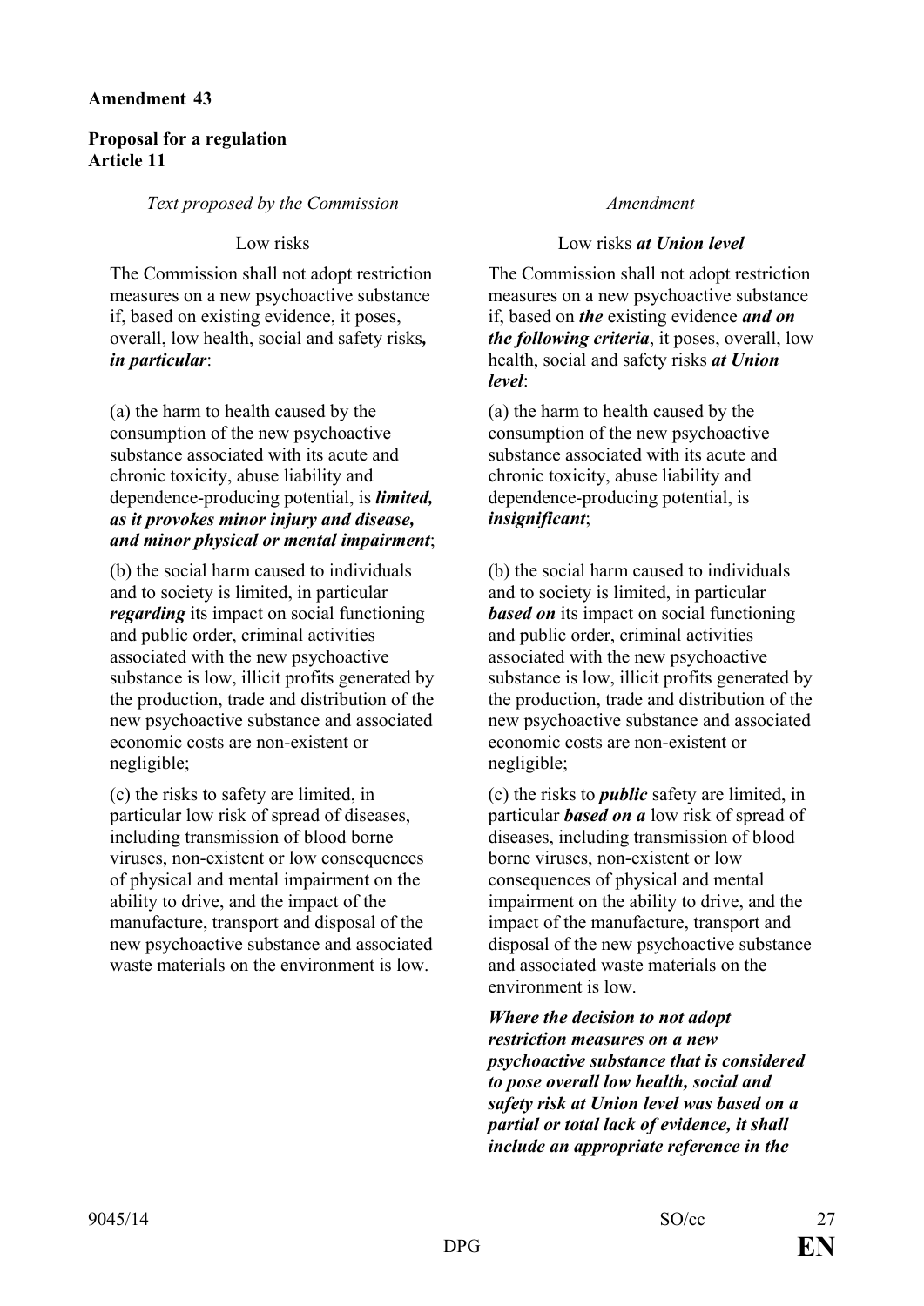**Amendment 43**

**Proposal for a regulation**
**Article 11**

| *Text proposed by the Commission* | *Amendment* |
|---|---|
| Low risks | Low risks ***at Union level*** |
| The Commission shall not adopt restriction measures on a new psychoactive substance if, based on existing evidence, it poses, overall, low health, social and safety risks***, in particular***: | The Commission shall not adopt restriction measures on a new psychoactive substance if, based on ***the*** existing evidence ***and on the following criteria***, it poses, overall, low health, social and safety risks ***at Union level***: |
| (a) the harm to health caused by the consumption of the new psychoactive substance associated with its acute and chronic toxicity, abuse liability and dependence-producing potential, is ***limited, as it provokes minor injury and disease, and minor physical or mental impairment***; | (a) the harm to health caused by the consumption of the new psychoactive substance associated with its acute and chronic toxicity, abuse liability and dependence-producing potential, is ***insignificant***; |
| (b) the social harm caused to individuals and to society is limited, in particular ***regarding*** its impact on social functioning and public order, criminal activities associated with the new psychoactive substance is low, illicit profits generated by the production, trade and distribution of the new psychoactive substance and associated economic costs are non-existent or negligible; | (b) the social harm caused to individuals and to society is limited, in particular ***based on*** its impact on social functioning and public order, criminal activities associated with the new psychoactive substance is low, illicit profits generated by the production, trade and distribution of the new psychoactive substance and associated economic costs are non-existent or negligible; |
| (c) the risks to safety are limited, in particular low risk of spread of diseases, including transmission of blood borne viruses, non-existent or low consequences of physical and mental impairment on the ability to drive, and the impact of the manufacture, transport and disposal of the new psychoactive substance and associated waste materials on the environment is low. | (c) the risks to ***public*** safety are limited, in particular ***based on a*** low risk of spread of diseases, including transmission of blood borne viruses, non-existent or low consequences of physical and mental impairment on the ability to drive, and the impact of the manufacture, transport and disposal of the new psychoactive substance and associated waste materials on the environment is low. |
| | ***Where the decision to not adopt restriction measures on a new psychoactive substance that is considered to pose overall low health, social and safety risk at Union level was based on a partial or total lack of evidence, it shall include an appropriate reference in the*** |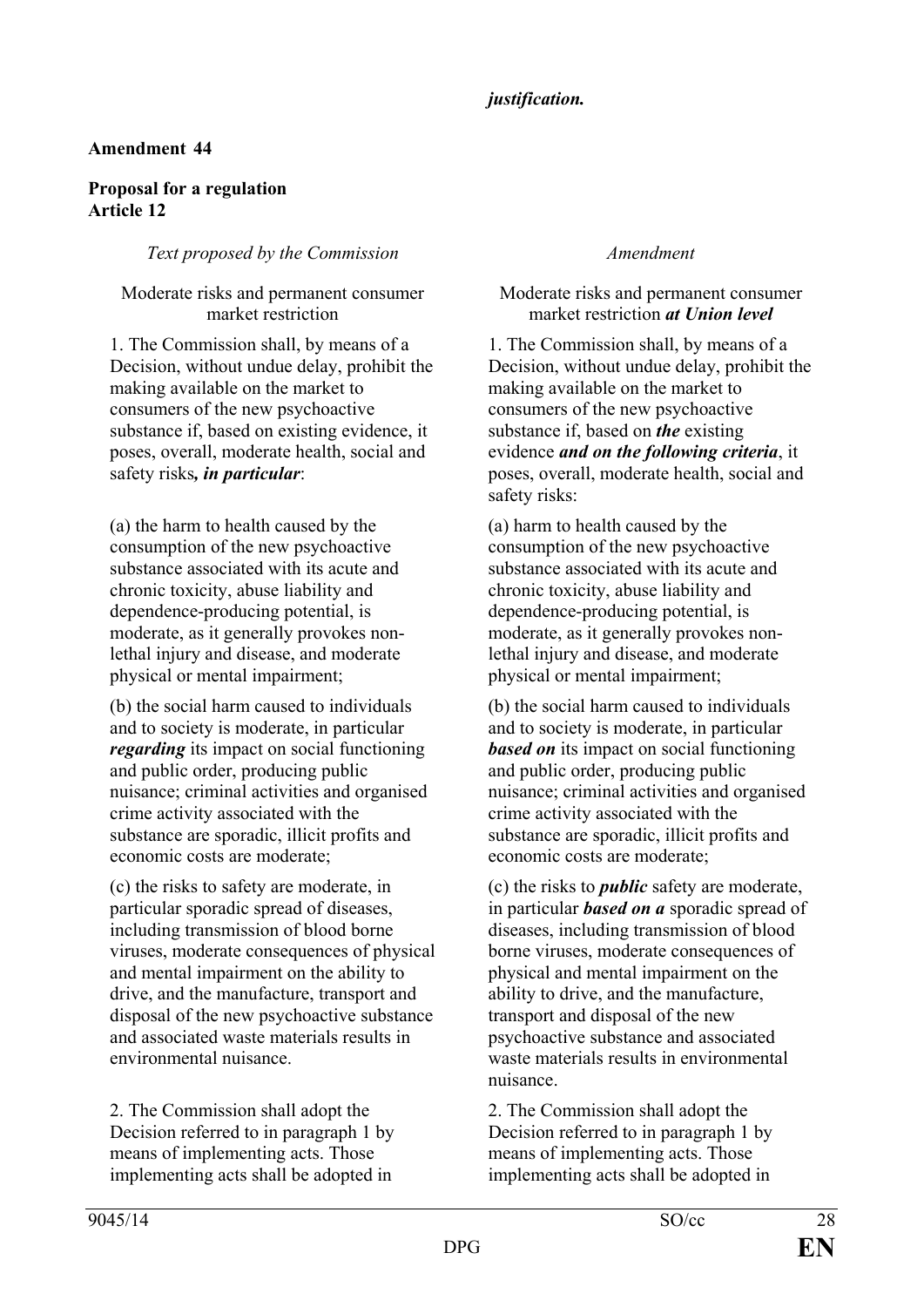*justification.*

**Amendment 44**

**Proposal for a regulation**
**Article 12**

| *Text proposed by the Commission* | *Amendment* |
|---|---|
| Moderate risks and permanent consumer market restriction | Moderate risks and permanent consumer market restriction ***at Union level*** |
| 1. The Commission shall, by means of a Decision, without undue delay, prohibit the making available on the market to consumers of the new psychoactive substance if, based on existing evidence, it poses, overall, moderate health, social and safety risks***, in particular***: | 1. The Commission shall, by means of a Decision, without undue delay, prohibit the making available on the market to consumers of the new psychoactive substance if, based on ***the*** existing evidence ***and on the following criteria***, it poses, overall, moderate health, social and safety risks: |
| (a) the harm to health caused by the consumption of the new psychoactive substance associated with its acute and chronic toxicity, abuse liability and dependence-producing potential, is moderate, as it generally provokes non-lethal injury and disease, and moderate physical or mental impairment; | (a) harm to health caused by the consumption of the new psychoactive substance associated with its acute and chronic toxicity, abuse liability and dependence-producing potential, is moderate, as it generally provokes non-lethal injury and disease, and moderate physical or mental impairment; |
| (b) the social harm caused to individuals and to society is moderate, in particular ***regarding*** its impact on social functioning and public order, producing public nuisance; criminal activities and organised crime activity associated with the substance are sporadic, illicit profits and economic costs are moderate; | (b) the social harm caused to individuals and to society is moderate, in particular ***based on*** its impact on social functioning and public order, producing public nuisance; criminal activities and organised crime activity associated with the substance are sporadic, illicit profits and economic costs are moderate; |
| (c) the risks to safety are moderate, in particular sporadic spread of diseases, including transmission of blood borne viruses, moderate consequences of physical and mental impairment on the ability to drive, and the manufacture, transport and disposal of the new psychoactive substance and associated waste materials results in environmental nuisance. | (c) the risks to ***public*** safety are moderate, in particular ***based on a*** sporadic spread of diseases, including transmission of blood borne viruses, moderate consequences of physical and mental impairment on the ability to drive, and the manufacture, transport and disposal of the new psychoactive substance and associated waste materials results in environmental nuisance. |
| 2. The Commission shall adopt the Decision referred to in paragraph 1 by means of implementing acts. Those implementing acts shall be adopted in | 2. The Commission shall adopt the Decision referred to in paragraph 1 by means of implementing acts. Those implementing acts shall be adopted in |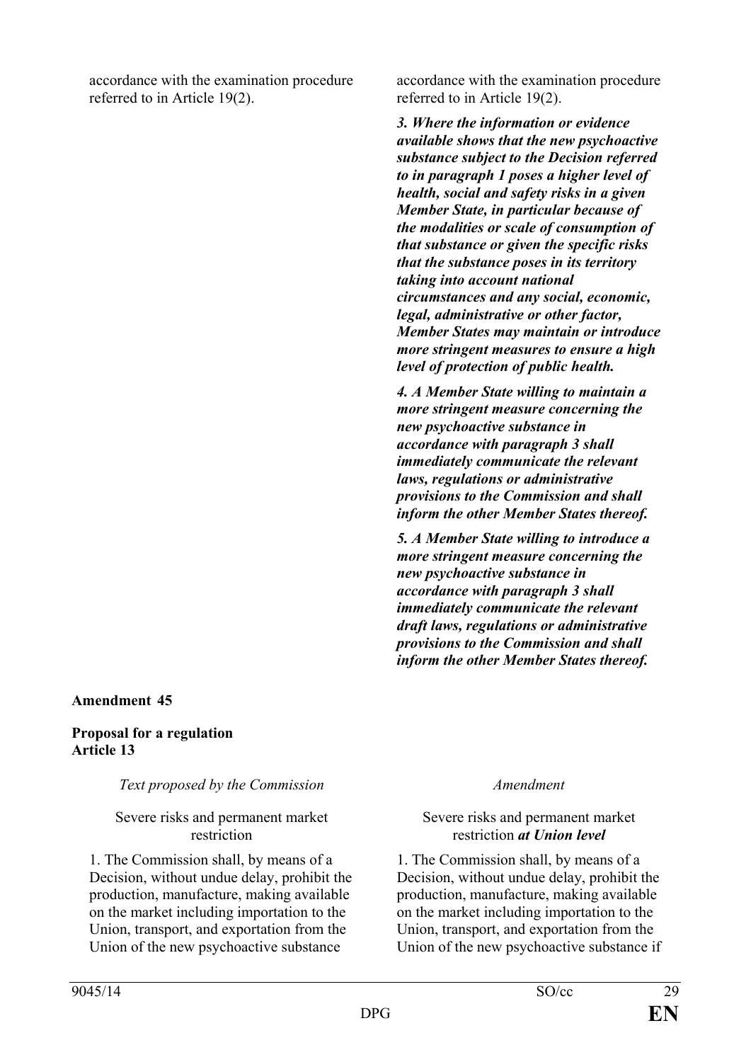| | |
|---|---|
| accordance with the examination procedure referred to in Article 19(2). | accordance with the examination procedure referred to in Article 19(2). |
| | ***3. Where the information or evidence available shows that the new psychoactive substance subject to the Decision referred to in paragraph 1 poses a higher level of health, social and safety risks in a given Member State, in particular because of the modalities or scale of consumption of that substance or given the specific risks that the substance poses in its territory taking into account national circumstances and any social, economic, legal, administrative or other factor, Member States may maintain or introduce more stringent measures to ensure a high level of protection of public health.*** |
| | ***4. A Member State willing to maintain a more stringent measure concerning the new psychoactive substance in accordance with paragraph 3 shall immediately communicate the relevant laws, regulations or administrative provisions to the Commission and shall inform the other Member States thereof.*** |
| | ***5. A Member State willing to introduce a more stringent measure concerning the new psychoactive substance in accordance with paragraph 3 shall immediately communicate the relevant draft laws, regulations or administrative provisions to the Commission and shall inform the other Member States thereof.*** |

**Amendment 45**

**Proposal for a regulation**
**Article 13**

| *Text proposed by the Commission* | *Amendment* |
|---|---|
| Severe risks and permanent market restriction | Severe risks and permanent market restriction ***at Union level*** |
| 1. The Commission shall, by means of a Decision, without undue delay, prohibit the production, manufacture, making available on the market including importation to the Union, transport, and exportation from the Union of the new psychoactive substance | 1. The Commission shall, by means of a Decision, without undue delay, prohibit the production, manufacture, making available on the market including importation to the Union, transport, and exportation from the Union of the new psychoactive substance if |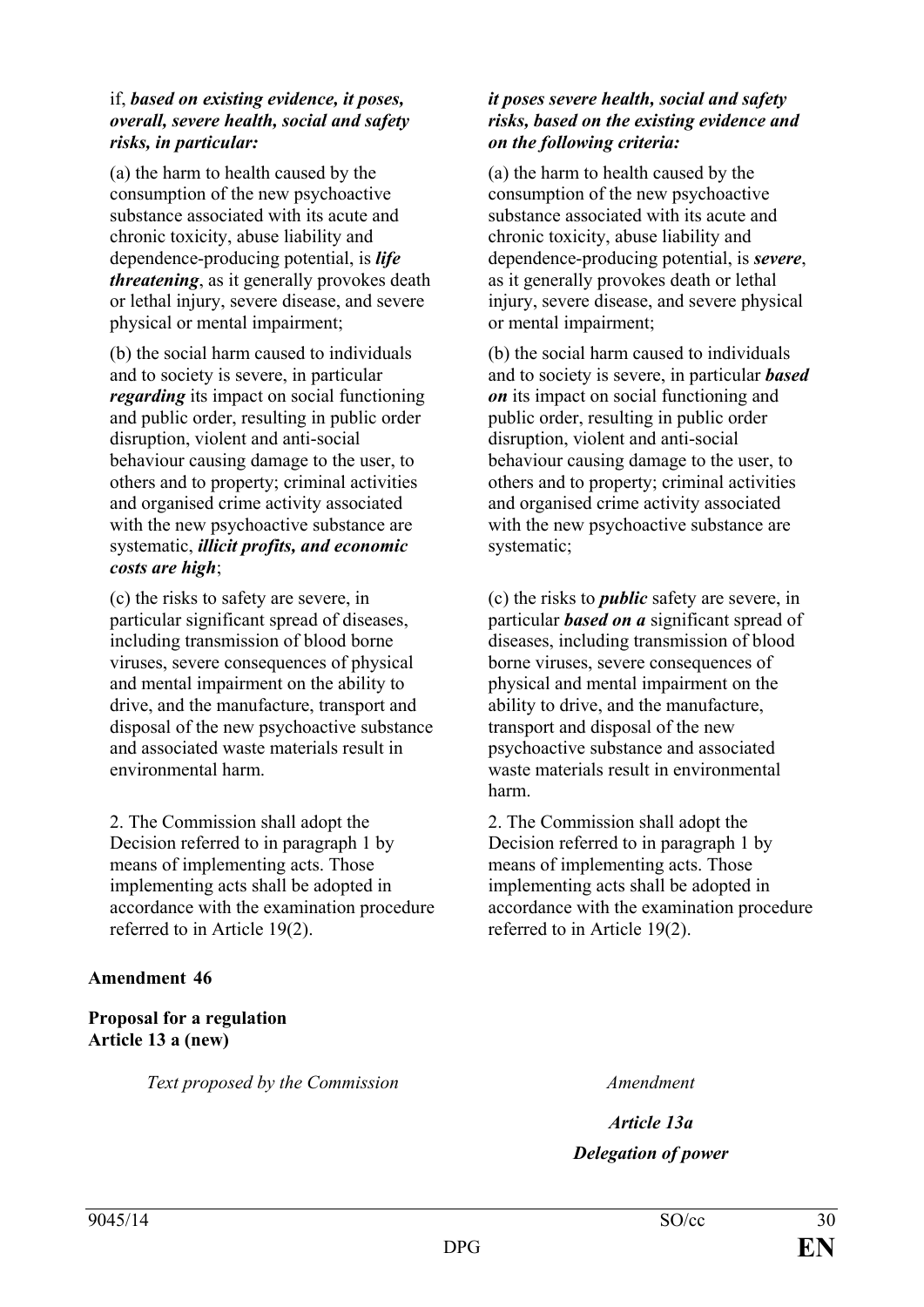| | |
|---|---|
| if, ***based on existing evidence, it poses, overall, severe health, social and safety risks, in particular:*** | ***it poses severe health, social and safety risks, based on the existing evidence and on the following criteria:*** |
| (a) the harm to health caused by the consumption of the new psychoactive substance associated with its acute and chronic toxicity, abuse liability and dependence-producing potential, is ***life threatening***, as it generally provokes death or lethal injury, severe disease, and severe physical or mental impairment; | (a) the harm to health caused by the consumption of the new psychoactive substance associated with its acute and chronic toxicity, abuse liability and dependence-producing potential, is ***severe***, as it generally provokes death or lethal injury, severe disease, and severe physical or mental impairment; |
| (b) the social harm caused to individuals and to society is severe, in particular ***regarding*** its impact on social functioning and public order, resulting in public order disruption, violent and anti-social behaviour causing damage to the user, to others and to property; criminal activities and organised crime activity associated with the new psychoactive substance are systematic, ***illicit profits, and economic costs are high***; | (b) the social harm caused to individuals and to society is severe, in particular ***based on*** its impact on social functioning and public order, resulting in public order disruption, violent and anti-social behaviour causing damage to the user, to others and to property; criminal activities and organised crime activity associated with the new psychoactive substance are systematic; |
| (c) the risks to safety are severe, in particular significant spread of diseases, including transmission of blood borne viruses, severe consequences of physical and mental impairment on the ability to drive, and the manufacture, transport and disposal of the new psychoactive substance and associated waste materials result in environmental harm. | (c) the risks to ***public*** safety are severe, in particular ***based on a*** significant spread of diseases, including transmission of blood borne viruses, severe consequences of physical and mental impairment on the ability to drive, and the manufacture, transport and disposal of the new psychoactive substance and associated waste materials result in environmental harm. |
| 2. The Commission shall adopt the Decision referred to in paragraph 1 by means of implementing acts. Those implementing acts shall be adopted in accordance with the examination procedure referred to in Article 19(2). | 2. The Commission shall adopt the Decision referred to in paragraph 1 by means of implementing acts. Those implementing acts shall be adopted in accordance with the examination procedure referred to in Article 19(2). |

**Amendment 46**

**Proposal for a regulation**
**Article 13 a (new)**

| *Text proposed by the Commission* | *Amendment* |
|---|---|
| | ***Article 13a*** |
| | ***Delegation of power*** |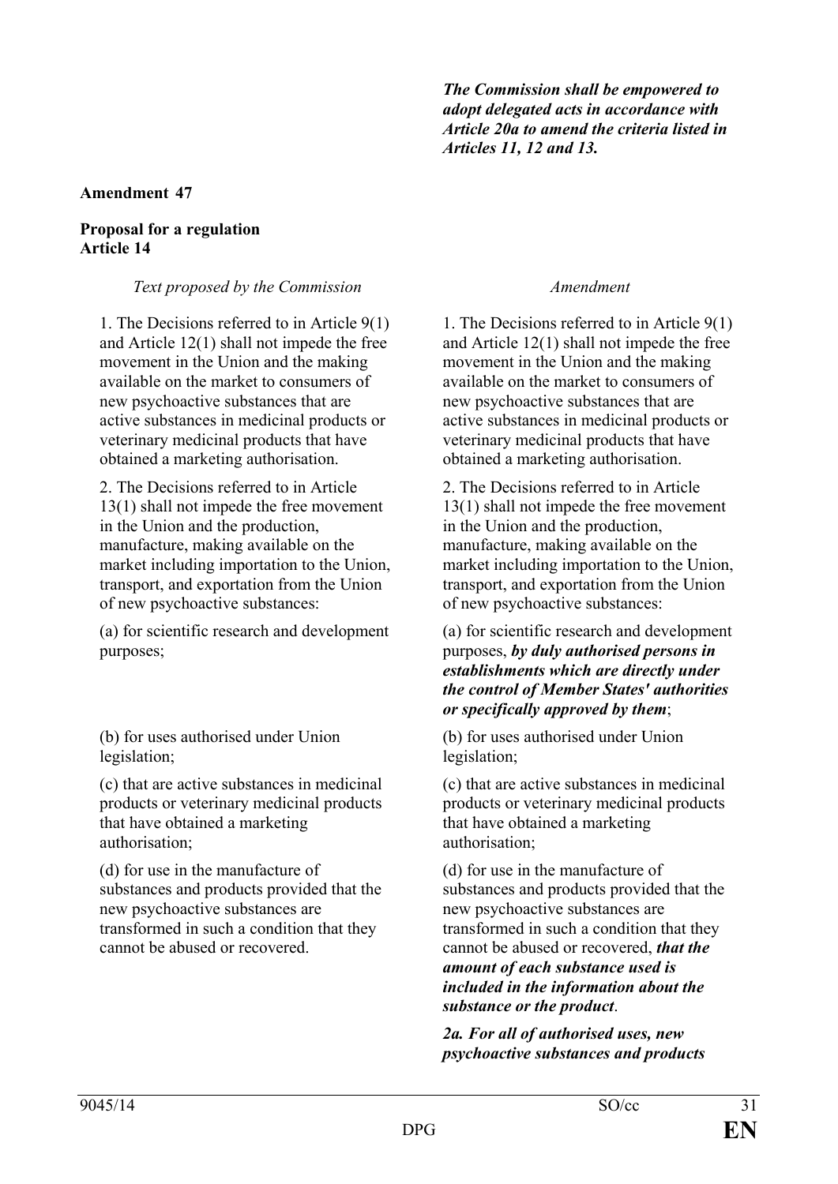| | *The Commission shall be empowered to adopt delegated acts in accordance with Article 20a to amend the criteria listed in Articles 11, 12 and 13.* |
|---|---|

**Amendment 47**

**Proposal for a regulation**
**Article 14**

| *Text proposed by the Commission* | *Amendment* |
|---|---|
| 1. The Decisions referred to in Article 9(1) and Article 12(1) shall not impede the free movement in the Union and the making available on the market to consumers of new psychoactive substances that are active substances in medicinal products or veterinary medicinal products that have obtained a marketing authorisation. | 1. The Decisions referred to in Article 9(1) and Article 12(1) shall not impede the free movement in the Union and the making available on the market to consumers of new psychoactive substances that are active substances in medicinal products or veterinary medicinal products that have obtained a marketing authorisation. |
| 2. The Decisions referred to in Article 13(1) shall not impede the free movement in the Union and the production, manufacture, making available on the market including importation to the Union, transport, and exportation from the Union of new psychoactive substances: | 2. The Decisions referred to in Article 13(1) shall not impede the free movement in the Union and the production, manufacture, making available on the market including importation to the Union, transport, and exportation from the Union of new psychoactive substances: |
| (a) for scientific research and development purposes; | (a) for scientific research and development purposes, ***by duly authorised persons in establishments which are directly under the control of Member States' authorities or specifically approved by them***; |
| (b) for uses authorised under Union legislation; | (b) for uses authorised under Union legislation; |
| (c) that are active substances in medicinal products or veterinary medicinal products that have obtained a marketing authorisation; | (c) that are active substances in medicinal products or veterinary medicinal products that have obtained a marketing authorisation; |
| (d) for use in the manufacture of substances and products provided that the new psychoactive substances are transformed in such a condition that they cannot be abused or recovered. | (d) for use in the manufacture of substances and products provided that the new psychoactive substances are transformed in such a condition that they cannot be abused or recovered, ***that the amount of each substance used is included in the information about the substance or the product***. |
| | ***2a. For all of authorised uses, new psychoactive substances and products*** |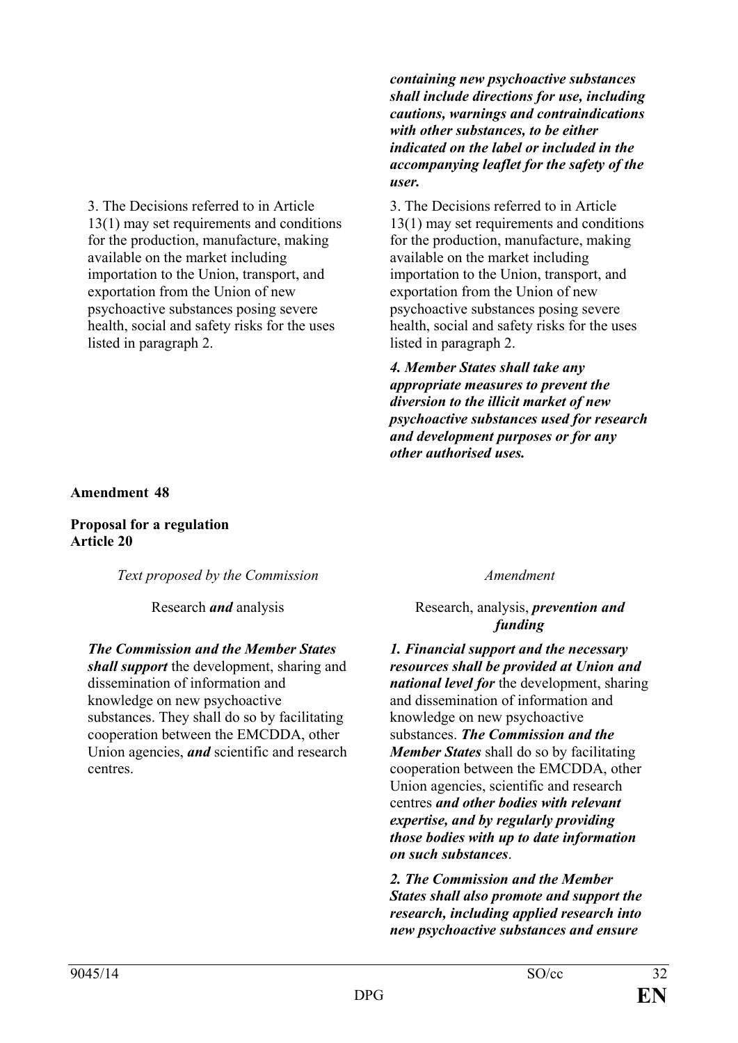| | |
|---|---|
| | ***containing new psychoactive substances shall include directions for use, including cautions, warnings and contraindications with other substances, to be either indicated on the label or included in the accompanying leaflet for the safety of the user.*** |
| 3. The Decisions referred to in Article 13(1) may set requirements and conditions for the production, manufacture, making available on the market including importation to the Union, transport, and exportation from the Union of new psychoactive substances posing severe health, social and safety risks for the uses listed in paragraph 2. | 3. The Decisions referred to in Article 13(1) may set requirements and conditions for the production, manufacture, making available on the market including importation to the Union, transport, and exportation from the Union of new psychoactive substances posing severe health, social and safety risks for the uses listed in paragraph 2. |
| | ***4. Member States shall take any appropriate measures to prevent the diversion to the illicit market of new psychoactive substances used for research and development purposes or for any other authorised uses.*** |

**Amendment 48**

**Proposal for a regulation**
**Article 20**

| *Text proposed by the Commission* | *Amendment* |
|---|---|
| Research ***and*** analysis | Research, analysis, ***prevention and funding*** |
| ***The Commission and the Member States shall support*** the development, sharing and dissemination of information and knowledge on new psychoactive substances. They shall do so by facilitating cooperation between the EMCDDA, other Union agencies, ***and*** scientific and research centres. | ***1. Financial support and the necessary resources shall be provided at Union and national level for*** the development, sharing and dissemination of information and knowledge on new psychoactive substances. ***The Commission and the Member States*** shall do so by facilitating cooperation between the EMCDDA, other Union agencies, scientific and research centres ***and other bodies with relevant expertise, and by regularly providing those bodies with up to date information on such substances***. |
| | ***2. The Commission and the Member States shall also promote and support the research, including applied research into new psychoactive substances and ensure*** |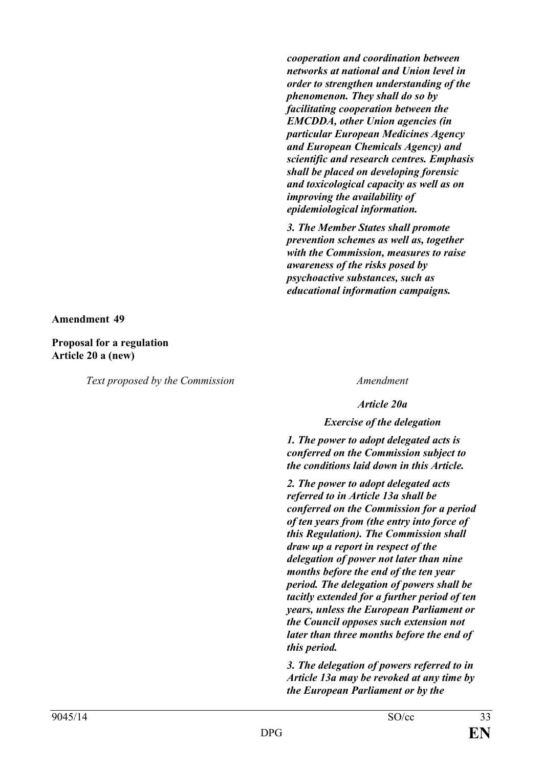| | |
|---|---|
| | ***cooperation and coordination between networks at national and Union level in order to strengthen understanding of the phenomenon. They shall do so by facilitating cooperation between the EMCDDA, other Union agencies (in particular European Medicines Agency and European Chemicals Agency) and scientific and research centres. Emphasis shall be placed on developing forensic and toxicological capacity as well as on improving the availability of epidemiological information.*** |
| | ***3. The Member States shall promote prevention schemes as well as, together with the Commission, measures to raise awareness of the risks posed by psychoactive substances, such as educational information campaigns.*** |

**Amendment 49**

**Proposal for a regulation**
**Article 20 a (new)**

| *Text proposed by the Commission* | *Amendment* |
|---|---|
| | ***Article 20a*** |
| | ***Exercise of the delegation*** |
| | ***1. The power to adopt delegated acts is conferred on the Commission subject to the conditions laid down in this Article.*** |
| | ***2. The power to adopt delegated acts referred to in Article 13a shall be conferred on the Commission for a period of ten years from (the entry into force of this Regulation). The Commission shall draw up a report in respect of the delegation of power not later than nine months before the end of the ten year period. The delegation of powers shall be tacitly extended for a further period of ten years, unless the European Parliament or the Council opposes such extension not later than three months before the end of this period.*** |
| | ***3. The delegation of powers referred to in Article 13a may be revoked at any time by the European Parliament or by the*** |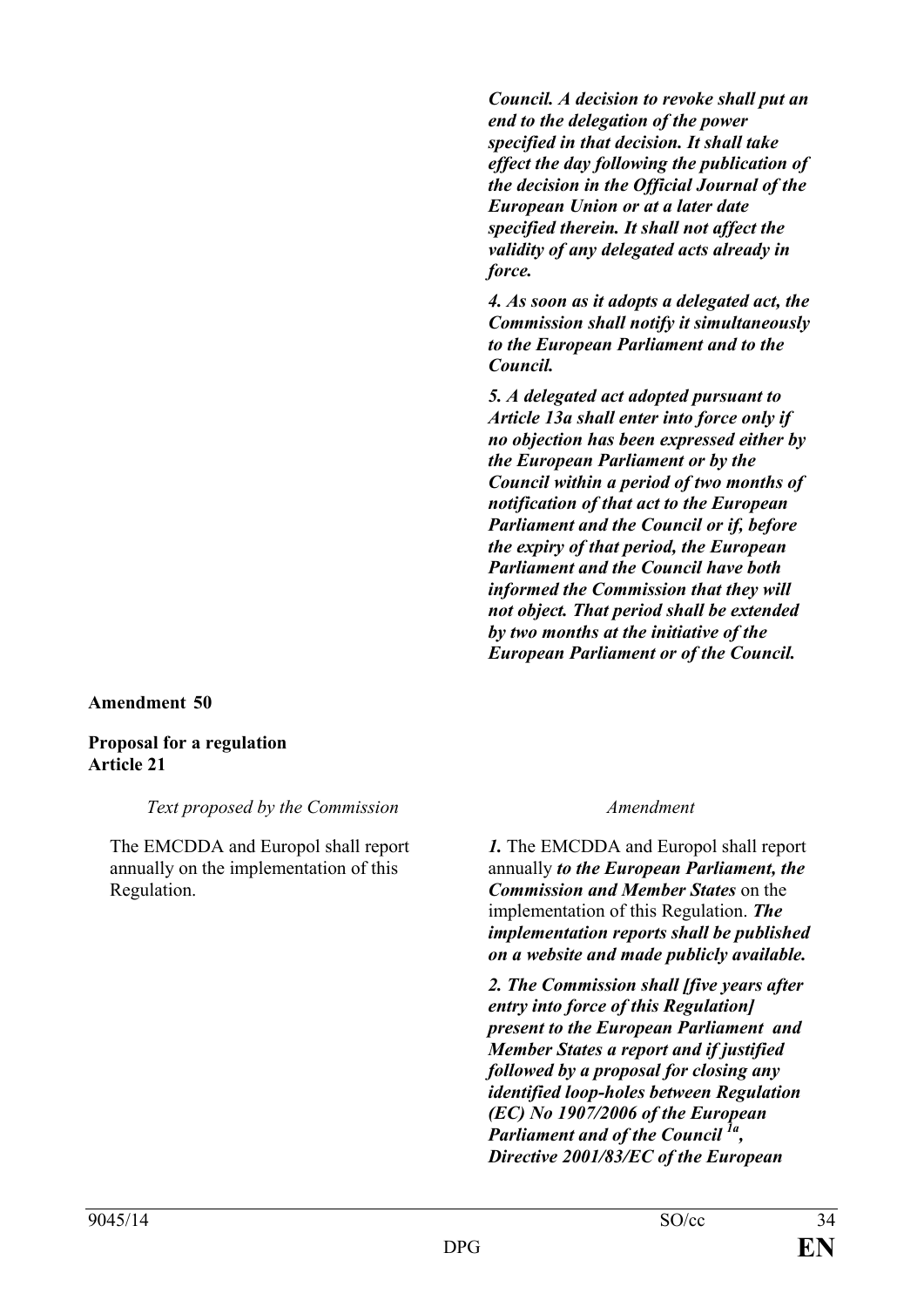| | |
|---|---|
| | ***Council. A decision to revoke shall put an end to the delegation of the power specified in that decision. It shall take effect the day following the publication of the decision in the Official Journal of the European Union or at a later date specified therein. It shall not affect the validity of any delegated acts already in force.*** |
| | ***4. As soon as it adopts a delegated act, the Commission shall notify it simultaneously to the European Parliament and to the Council.*** |
| | ***5. A delegated act adopted pursuant to Article 13a shall enter into force only if no objection has been expressed either by the European Parliament or by the Council within a period of two months of notification of that act to the European Parliament and the Council or if, before the expiry of that period, the European Parliament and the Council have both informed the Commission that they will not object. That period shall be extended by two months at the initiative of the European Parliament or of the Council.*** |

**Amendment 50**

**Proposal for a regulation**
**Article 21**

| *Text proposed by the Commission* | *Amendment* |
|---|---|
| The EMCDDA and Europol shall report annually on the implementation of this Regulation. | ***1.*** The EMCDDA and Europol shall report annually ***to the European Parliament, the Commission and Member States*** on the implementation of this Regulation. ***The implementation reports shall be published on a website and made publicly available.*** |
| | ***2. The Commission shall [five years after entry into force of this Regulation] present to the European Parliament and Member States a report and if justified followed by a proposal for closing any identified loop-holes between Regulation (EC) No 1907/2006 of the European Parliament and of the Council [1a], Directive 2001/83/EC of the European*** |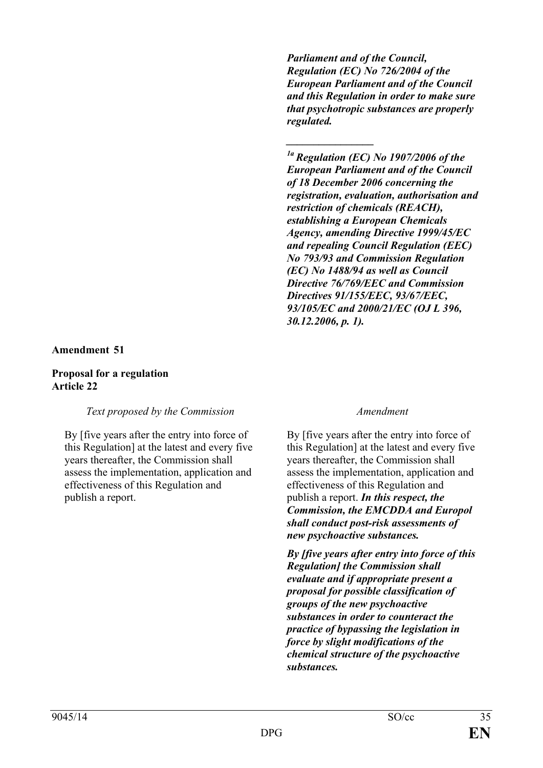***Parliament and of the Council, Regulation (EC) No 726/2004 of the European Parliament and of the Council and this Regulation in order to make sure that psychotropic substances are properly regulated.***

***________________***

***[1a] Regulation (EC) No 1907/2006 of the European Parliament and of the Council of 18 December 2006 concerning the registration, evaluation, authorisation and restriction of chemicals (REACH), establishing a European Chemicals Agency, amending Directive 1999/45/EC and repealing Council Regulation (EEC) No 793/93 and Commission Regulation (EC) No 1488/94 as well as Council Directive 76/769/EEC and Commission Directives 91/155/EEC, 93/67/EEC, 93/105/EC and 2000/21/EC (OJ L 396, 30.12.2006, p. 1).***

**Amendment 51**

**Proposal for a regulation**
**Article 22**

| *Text proposed by the Commission* | *Amendment* |
|---|---|
| By [five years after the entry into force of this Regulation] at the latest and every five years thereafter, the Commission shall assess the implementation, application and effectiveness of this Regulation and publish a report. | By [five years after the entry into force of this Regulation] at the latest and every five years thereafter, the Commission shall assess the implementation, application and effectiveness of this Regulation and publish a report. ***In this respect, the Commission, the EMCDDA and Europol shall conduct post-risk assessments of new psychoactive substances.*** |
| | ***By [five years after entry into force of this Regulation] the Commission shall evaluate and if appropriate present a proposal for possible classification of groups of the new psychoactive substances in order to counteract the practice of bypassing the legislation in force by slight modifications of the chemical structure of the psychoactive substances.*** |